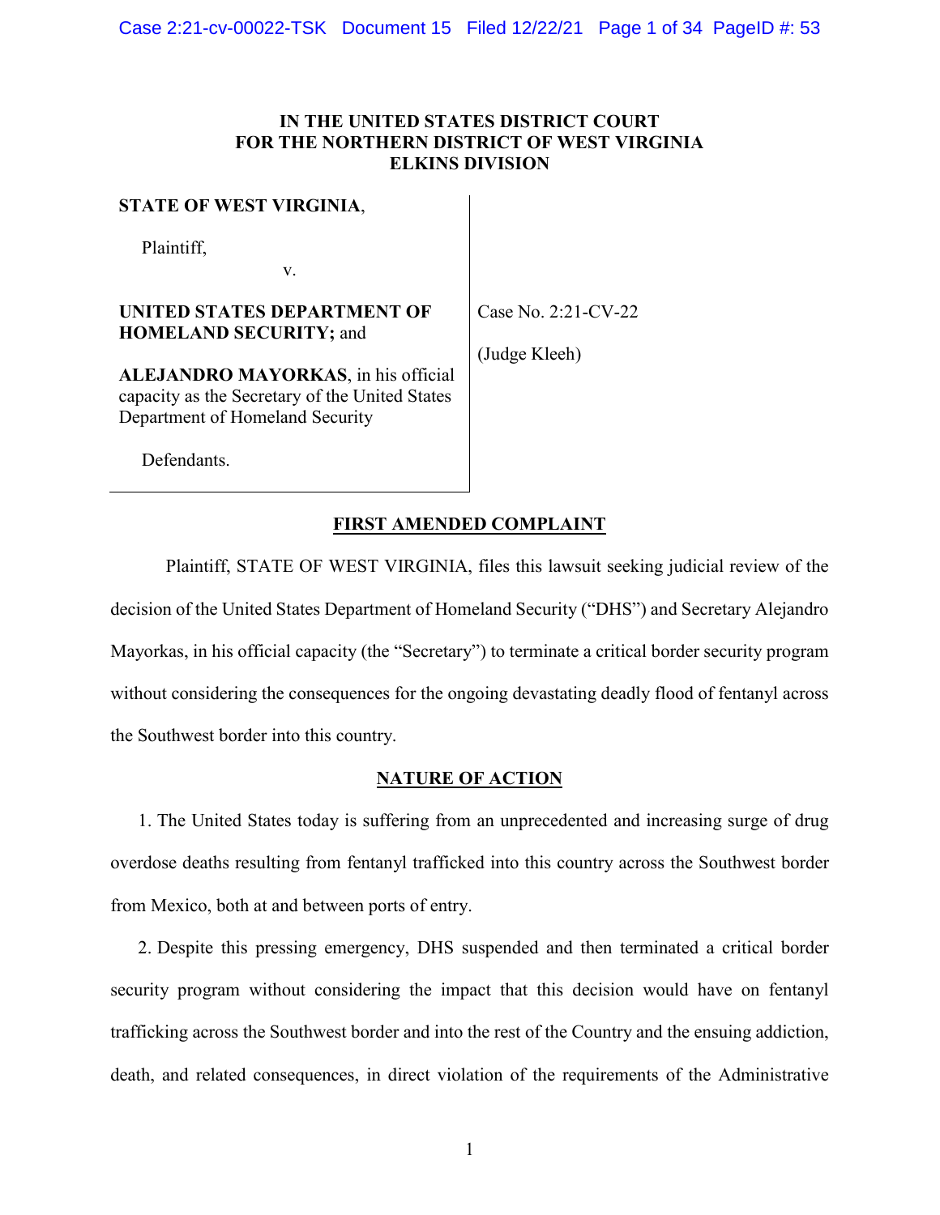**IN THE UNITED STATES DISTRICT COURT**
**FOR THE NORTHERN DISTRICT OF WEST VIRGINIA**
**ELKINS DIVISION**

| | |
|---|---|
| **STATE OF WEST VIRGINIA**,<br><br>Plaintiff,<br><br>v.<br><br>**UNITED STATES DEPARTMENT OF HOMELAND SECURITY;** and<br><br>**ALEJANDRO MAYORKAS**, in his official capacity as the Secretary of the United States Department of Homeland Security<br><br>Defendants. | Case No. 2:21-CV-22<br><br>(Judge Kleeh) |

**FIRST AMENDED COMPLAINT**

Plaintiff, STATE OF WEST VIRGINIA, files this lawsuit seeking judicial review of the decision of the United States Department of Homeland Security ("DHS") and Secretary Alejandro Mayorkas, in his official capacity (the "Secretary") to terminate a critical border security program without considering the consequences for the ongoing devastating deadly flood of fentanyl across the Southwest border into this country.

**NATURE OF ACTION**

1. The United States today is suffering from an unprecedented and increasing surge of drug overdose deaths resulting from fentanyl trafficked into this country across the Southwest border from Mexico, both at and between ports of entry.

2. Despite this pressing emergency, DHS suspended and then terminated a critical border security program without considering the impact that this decision would have on fentanyl trafficking across the Southwest border and into the rest of the Country and the ensuing addiction, death, and related consequences, in direct violation of the requirements of the Administrative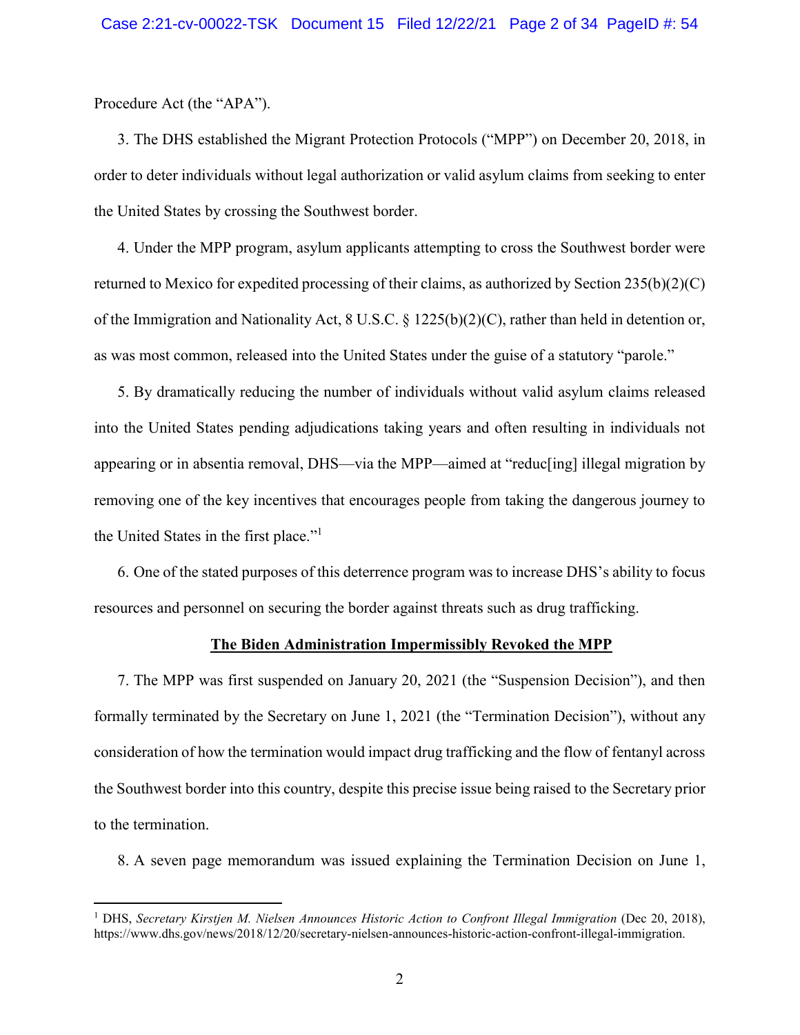Procedure Act (the "APA").

3. The DHS established the Migrant Protection Protocols ("MPP") on December 20, 2018, in order to deter individuals without legal authorization or valid asylum claims from seeking to enter the United States by crossing the Southwest border.

4. Under the MPP program, asylum applicants attempting to cross the Southwest border were returned to Mexico for expedited processing of their claims, as authorized by Section 235(b)(2)(C) of the Immigration and Nationality Act, 8 U.S.C. § 1225(b)(2)(C), rather than held in detention or, as was most common, released into the United States under the guise of a statutory "parole."

5. By dramatically reducing the number of individuals without valid asylum claims released into the United States pending adjudications taking years and often resulting in individuals not appearing or in absentia removal, DHS—via the MPP—aimed at "reduc[ing] illegal migration by removing one of the key incentives that encourages people from taking the dangerous journey to the United States in the first place."[1]

6. One of the stated purposes of this deterrence program was to increase DHS's ability to focus resources and personnel on securing the border against threats such as drug trafficking.

**<u>The Biden Administration Impermissibly Revoked the MPP</u>**

7. The MPP was first suspended on January 20, 2021 (the "Suspension Decision"), and then formally terminated by the Secretary on June 1, 2021 (the "Termination Decision"), without any consideration of how the termination would impact drug trafficking and the flow of fentanyl across the Southwest border into this country, despite this precise issue being raised to the Secretary prior to the termination.

8. A seven page memorandum was issued explaining the Termination Decision on June 1,

---

[1] DHS, *Secretary Kirstjen M. Nielsen Announces Historic Action to Confront Illegal Immigration* (Dec 20, 2018), https://www.dhs.gov/news/2018/12/20/secretary-nielsen-announces-historic-action-confront-illegal-immigration.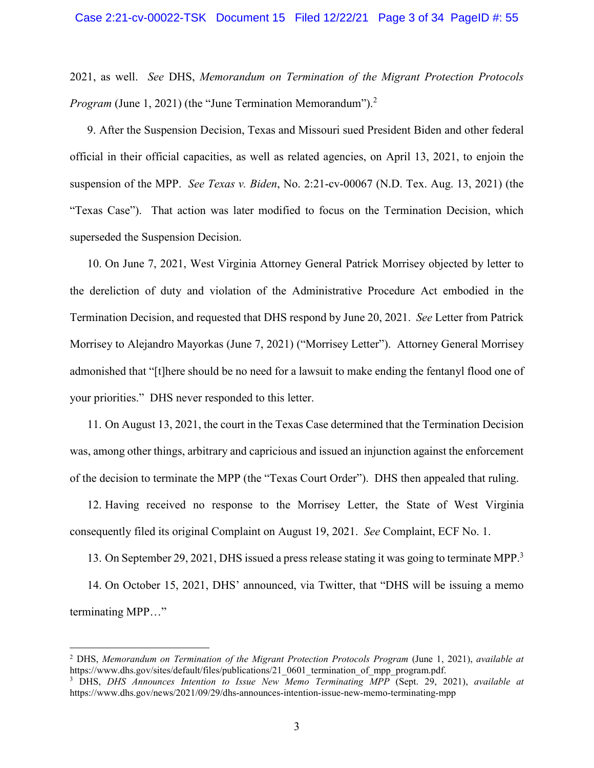2021, as well. *See* DHS, *Memorandum on Termination of the Migrant Protection Protocols Program* (June 1, 2021) (the "June Termination Memorandum").[2]

9. After the Suspension Decision, Texas and Missouri sued President Biden and other federal official in their official capacities, as well as related agencies, on April 13, 2021, to enjoin the suspension of the MPP. *See Texas v. Biden*, No. 2:21-cv-00067 (N.D. Tex. Aug. 13, 2021) (the "Texas Case"). That action was later modified to focus on the Termination Decision, which superseded the Suspension Decision.

10. On June 7, 2021, West Virginia Attorney General Patrick Morrisey objected by letter to the dereliction of duty and violation of the Administrative Procedure Act embodied in the Termination Decision, and requested that DHS respond by June 20, 2021. *See* Letter from Patrick Morrisey to Alejandro Mayorkas (June 7, 2021) ("Morrisey Letter"). Attorney General Morrisey admonished that "[t]here should be no need for a lawsuit to make ending the fentanyl flood one of your priorities." DHS never responded to this letter.

11. On August 13, 2021, the court in the Texas Case determined that the Termination Decision was, among other things, arbitrary and capricious and issued an injunction against the enforcement of the decision to terminate the MPP (the "Texas Court Order"). DHS then appealed that ruling.

12. Having received no response to the Morrisey Letter, the State of West Virginia consequently filed its original Complaint on August 19, 2021. *See* Complaint, ECF No. 1.

13. On September 29, 2021, DHS issued a press release stating it was going to terminate MPP.[3]

14. On October 15, 2021, DHS' announced, via Twitter, that "DHS will be issuing a memo terminating MPP…"

---

[2] DHS, *Memorandum on Termination of the Migrant Protection Protocols Program* (June 1, 2021), *available at* https://www.dhs.gov/sites/default/files/publications/21_0601_termination_of_mpp_program.pdf.

[3] DHS, *DHS Announces Intention to Issue New Memo Terminating MPP* (Sept. 29, 2021), *available at* https://www.dhs.gov/news/2021/09/29/dhs-announces-intention-issue-new-memo-terminating-mpp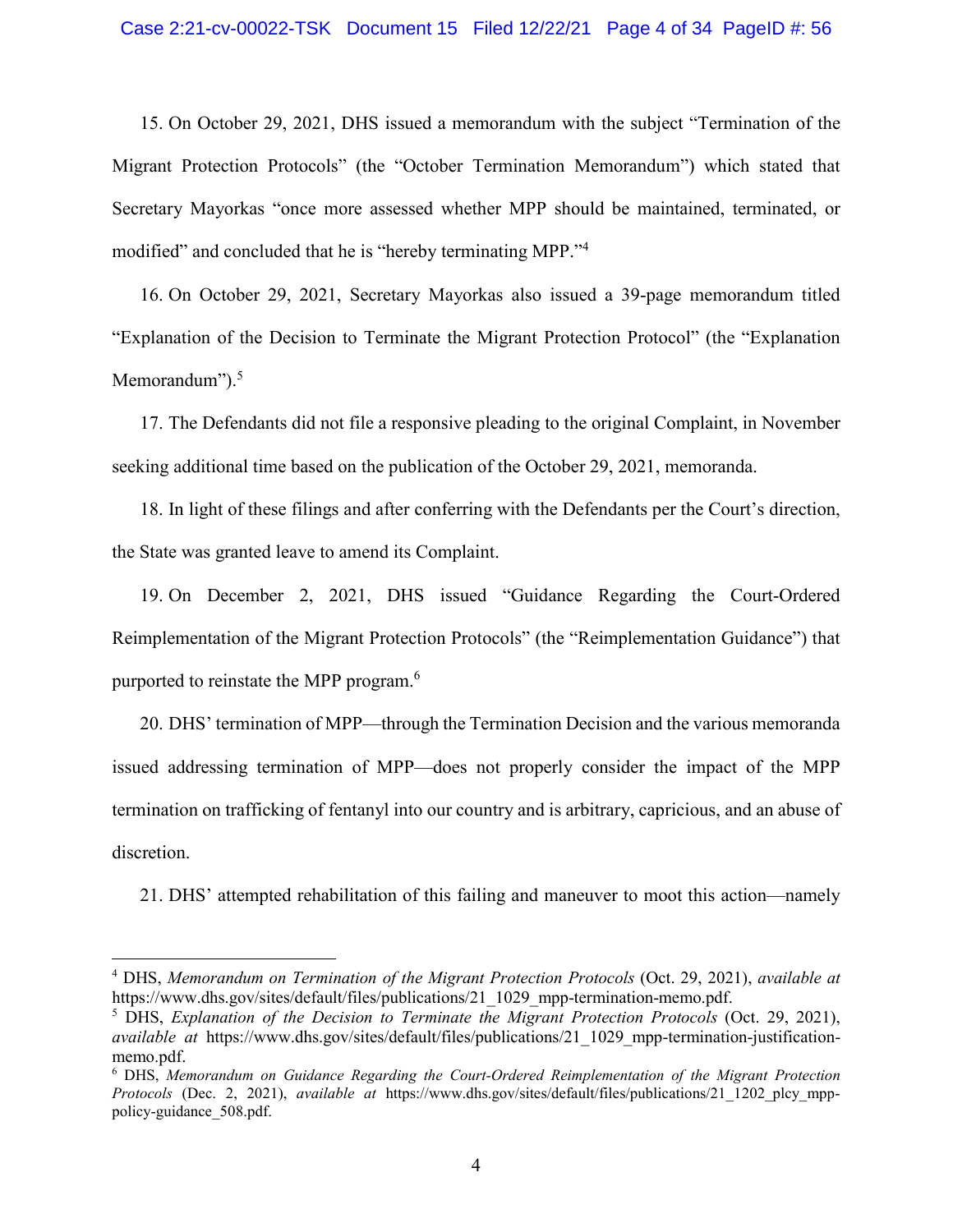15. On October 29, 2021, DHS issued a memorandum with the subject "Termination of the Migrant Protection Protocols" (the "October Termination Memorandum") which stated that Secretary Mayorkas "once more assessed whether MPP should be maintained, terminated, or modified" and concluded that he is "hereby terminating MPP."[4]

16. On October 29, 2021, Secretary Mayorkas also issued a 39-page memorandum titled "Explanation of the Decision to Terminate the Migrant Protection Protocol" (the "Explanation Memorandum").[5]

17. The Defendants did not file a responsive pleading to the original Complaint, in November seeking additional time based on the publication of the October 29, 2021, memoranda.

18. In light of these filings and after conferring with the Defendants per the Court's direction, the State was granted leave to amend its Complaint.

19. On December 2, 2021, DHS issued "Guidance Regarding the Court-Ordered Reimplementation of the Migrant Protection Protocols" (the "Reimplementation Guidance") that purported to reinstate the MPP program.[6]

20. DHS' termination of MPP—through the Termination Decision and the various memoranda issued addressing termination of MPP—does not properly consider the impact of the MPP termination on trafficking of fentanyl into our country and is arbitrary, capricious, and an abuse of discretion.

21. DHS' attempted rehabilitation of this failing and maneuver to moot this action—namely

---

[4] DHS, *Memorandum on Termination of the Migrant Protection Protocols* (Oct. 29, 2021), *available at* https://www.dhs.gov/sites/default/files/publications/21_1029_mpp-termination-memo.pdf.

[5] DHS, *Explanation of the Decision to Terminate the Migrant Protection Protocols* (Oct. 29, 2021), *available at* https://www.dhs.gov/sites/default/files/publications/21_1029_mpp-termination-justification-memo.pdf.

[6] DHS, *Memorandum on Guidance Regarding the Court-Ordered Reimplementation of the Migrant Protection Protocols* (Dec. 2, 2021), *available at* https://www.dhs.gov/sites/default/files/publications/21_1202_plcy_mpp-policy-guidance_508.pdf.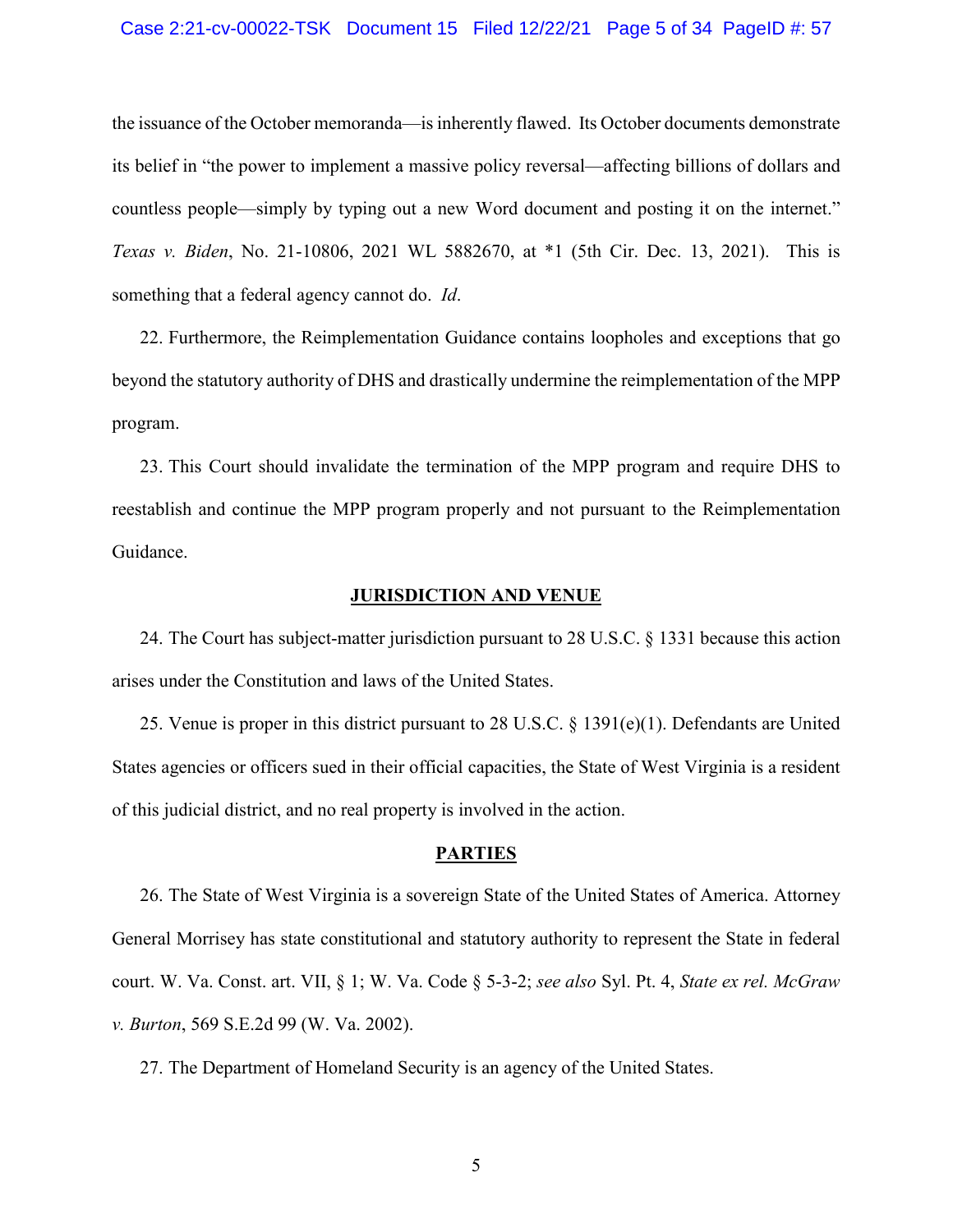the issuance of the October memoranda—is inherently flawed. Its October documents demonstrate its belief in "the power to implement a massive policy reversal—affecting billions of dollars and countless people—simply by typing out a new Word document and posting it on the internet." *Texas v. Biden*, No. 21-10806, 2021 WL 5882670, at *1 (5th Cir. Dec. 13, 2021). This is something that a federal agency cannot do. *Id*.

22. Furthermore, the Reimplementation Guidance contains loopholes and exceptions that go beyond the statutory authority of DHS and drastically undermine the reimplementation of the MPP program.

23. This Court should invalidate the termination of the MPP program and require DHS to reestablish and continue the MPP program properly and not pursuant to the Reimplementation Guidance.

## JURISDICTION AND VENUE

24. The Court has subject-matter jurisdiction pursuant to 28 U.S.C. § 1331 because this action arises under the Constitution and laws of the United States.

25. Venue is proper in this district pursuant to 28 U.S.C. § 1391(e)(1). Defendants are United States agencies or officers sued in their official capacities, the State of West Virginia is a resident of this judicial district, and no real property is involved in the action.

## PARTIES

26. The State of West Virginia is a sovereign State of the United States of America. Attorney General Morrisey has state constitutional and statutory authority to represent the State in federal court. W. Va. Const. art. VII, § 1; W. Va. Code § 5-3-2; *see also* Syl. Pt. 4, *State ex rel. McGraw v. Burton*, 569 S.E.2d 99 (W. Va. 2002).

27. The Department of Homeland Security is an agency of the United States.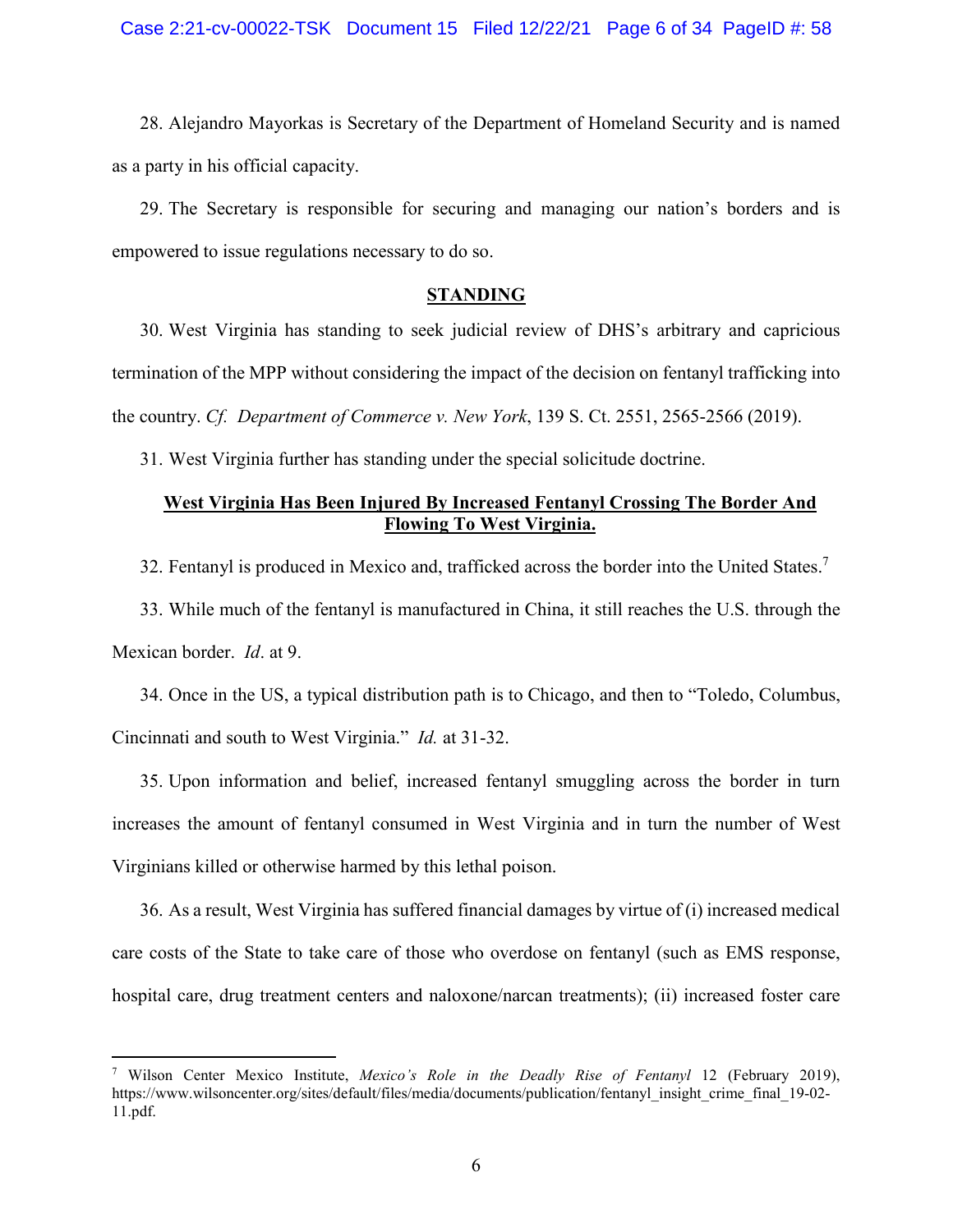28. Alejandro Mayorkas is Secretary of the Department of Homeland Security and is named as a party in his official capacity.

29. The Secretary is responsible for securing and managing our nation's borders and is empowered to issue regulations necessary to do so.

## STANDING

30. West Virginia has standing to seek judicial review of DHS's arbitrary and capricious termination of the MPP without considering the impact of the decision on fentanyl trafficking into the country. *Cf. Department of Commerce v. New York*, 139 S. Ct. 2551, 2565-2566 (2019).

31. West Virginia further has standing under the special solicitude doctrine.

### West Virginia Has Been Injured By Increased Fentanyl Crossing The Border And Flowing To West Virginia.

32. Fentanyl is produced in Mexico and, trafficked across the border into the United States.[7]

33. While much of the fentanyl is manufactured in China, it still reaches the U.S. through the Mexican border. *Id*. at 9.

34. Once in the US, a typical distribution path is to Chicago, and then to "Toledo, Columbus, Cincinnati and south to West Virginia." *Id.* at 31-32.

35. Upon information and belief, increased fentanyl smuggling across the border in turn increases the amount of fentanyl consumed in West Virginia and in turn the number of West Virginians killed or otherwise harmed by this lethal poison.

36. As a result, West Virginia has suffered financial damages by virtue of (i) increased medical care costs of the State to take care of those who overdose on fentanyl (such as EMS response, hospital care, drug treatment centers and naloxone/narcan treatments); (ii) increased foster care

---

[7] Wilson Center Mexico Institute, *Mexico's Role in the Deadly Rise of Fentanyl* 12 (February 2019), https://www.wilsoncenter.org/sites/default/files/media/documents/publication/fentanyl_insight_crime_final_19-02-11.pdf.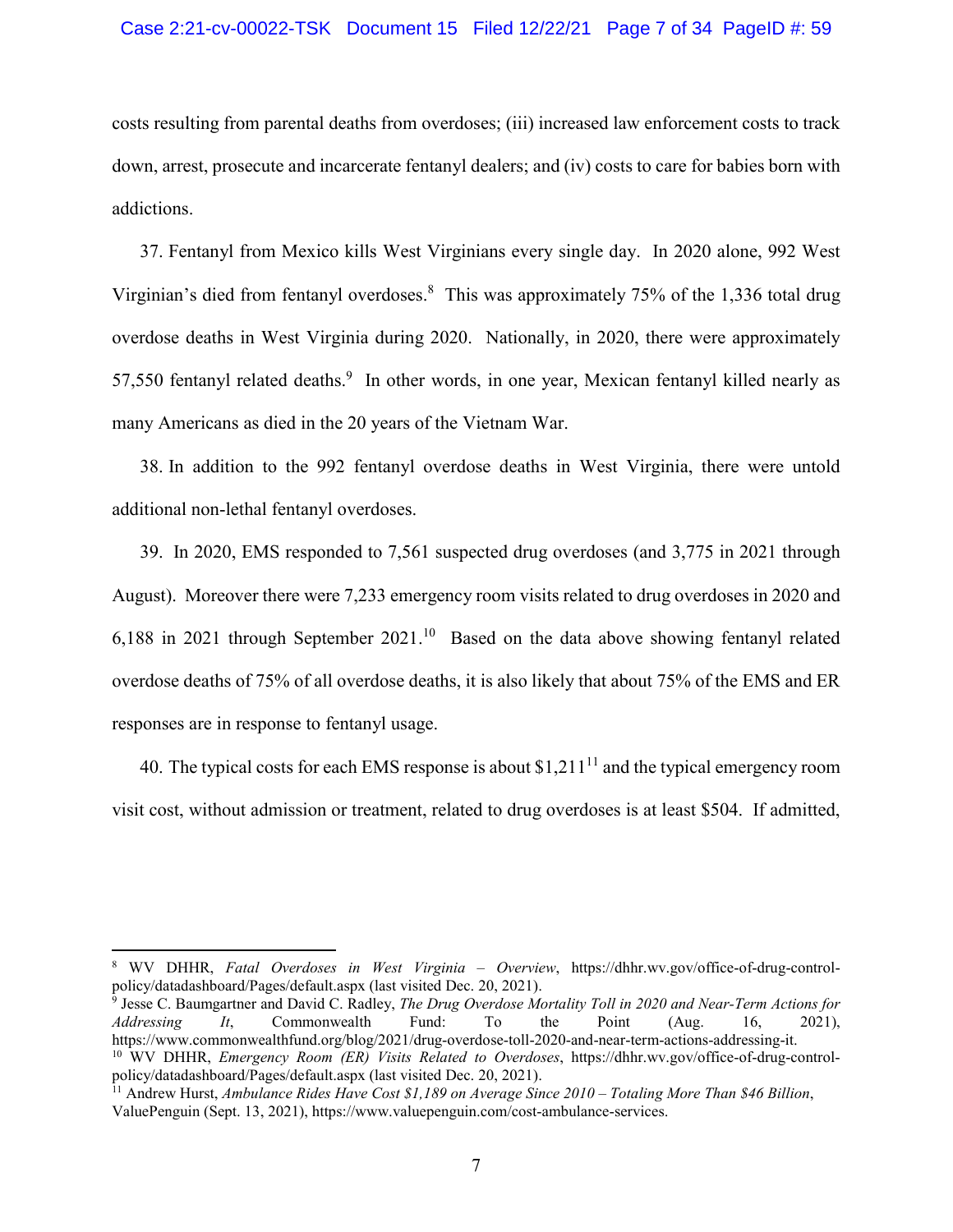costs resulting from parental deaths from overdoses; (iii) increased law enforcement costs to track down, arrest, prosecute and incarcerate fentanyl dealers; and (iv) costs to care for babies born with addictions.

37. Fentanyl from Mexico kills West Virginians every single day. In 2020 alone, 992 West Virginian's died from fentanyl overdoses.[8] This was approximately 75% of the 1,336 total drug overdose deaths in West Virginia during 2020. Nationally, in 2020, there were approximately 57,550 fentanyl related deaths.[9] In other words, in one year, Mexican fentanyl killed nearly as many Americans as died in the 20 years of the Vietnam War.

38. In addition to the 992 fentanyl overdose deaths in West Virginia, there were untold additional non-lethal fentanyl overdoses.

39. In 2020, EMS responded to 7,561 suspected drug overdoses (and 3,775 in 2021 through August). Moreover there were 7,233 emergency room visits related to drug overdoses in 2020 and 6,188 in 2021 through September 2021.[10] Based on the data above showing fentanyl related overdose deaths of 75% of all overdose deaths, it is also likely that about 75% of the EMS and ER responses are in response to fentanyl usage.

40. The typical costs for each EMS response is about $1,211[11] and the typical emergency room visit cost, without admission or treatment, related to drug overdoses is at least $504. If admitted,

---

[8] WV DHHR, *Fatal Overdoses in West Virginia – Overview*, https://dhhr.wv.gov/office-of-drug-control-policy/datadashboard/Pages/default.aspx (last visited Dec. 20, 2021).

[9] Jesse C. Baumgartner and David C. Radley, *The Drug Overdose Mortality Toll in 2020 and Near-Term Actions for Addressing It*, Commonwealth Fund: To the Point (Aug. 16, 2021), https://www.commonwealthfund.org/blog/2021/drug-overdose-toll-2020-and-near-term-actions-addressing-it.

[10] WV DHHR, *Emergency Room (ER) Visits Related to Overdoses*, https://dhhr.wv.gov/office-of-drug-control-policy/datadashboard/Pages/default.aspx (last visited Dec. 20, 2021).

[11] Andrew Hurst, *Ambulance Rides Have Cost $1,189 on Average Since 2010 – Totaling More Than $46 Billion*, ValuePenguin (Sept. 13, 2021), https://www.valuepenguin.com/cost-ambulance-services.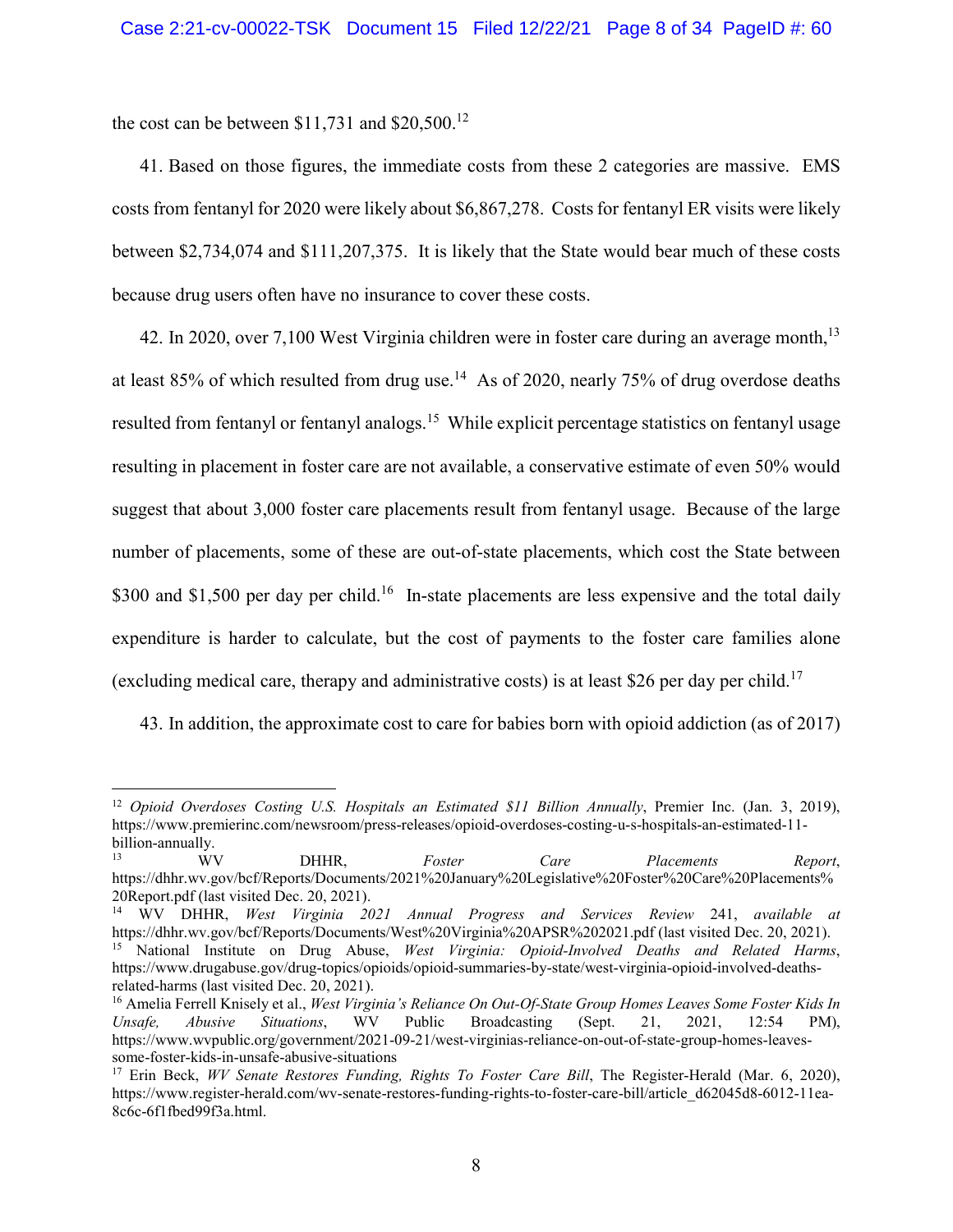the cost can be between $11,731 and $20,500.[12]

41. Based on those figures, the immediate costs from these 2 categories are massive. EMS costs from fentanyl for 2020 were likely about $6,867,278. Costs for fentanyl ER visits were likely between $2,734,074 and $111,207,375. It is likely that the State would bear much of these costs because drug users often have no insurance to cover these costs.

42. In 2020, over 7,100 West Virginia children were in foster care during an average month,[13] at least 85% of which resulted from drug use.[14] As of 2020, nearly 75% of drug overdose deaths resulted from fentanyl or fentanyl analogs.[15] While explicit percentage statistics on fentanyl usage resulting in placement in foster care are not available, a conservative estimate of even 50% would suggest that about 3,000 foster care placements result from fentanyl usage. Because of the large number of placements, some of these are out-of-state placements, which cost the State between $300 and $1,500 per day per child.[16] In-state placements are less expensive and the total daily expenditure is harder to calculate, but the cost of payments to the foster care families alone (excluding medical care, therapy and administrative costs) is at least $26 per day per child.[17]

43. In addition, the approximate cost to care for babies born with opioid addiction (as of 2017)

---

[12] *Opioid Overdoses Costing U.S. Hospitals an Estimated $11 Billion Annually*, Premier Inc. (Jan. 3, 2019), https://www.premierinc.com/newsroom/press-releases/opioid-overdoses-costing-u-s-hospitals-an-estimated-11-billion-annually.

[13] WV DHHR, *Foster Care Placements Report*, https://dhhr.wv.gov/bcf/Reports/Documents/2021%20January%20Legislative%20Foster%20Care%20Placements%20Report.pdf (last visited Dec. 20, 2021).

[14] WV DHHR, *West Virginia 2021 Annual Progress and Services Review* 241, *available at* https://dhhr.wv.gov/bcf/Reports/Documents/West%20Virginia%20APSR%202021.pdf (last visited Dec. 20, 2021).

[15] National Institute on Drug Abuse, *West Virginia: Opioid-Involved Deaths and Related Harms*, https://www.drugabuse.gov/drug-topics/opioids/opioid-summaries-by-state/west-virginia-opioid-involved-deaths-related-harms (last visited Dec. 20, 2021).

[16] Amelia Ferrell Knisely et al., *West Virginia's Reliance On Out-Of-State Group Homes Leaves Some Foster Kids In Unsafe, Abusive Situations*, WV Public Broadcasting (Sept. 21, 2021, 12:54 PM), https://www.wvpublic.org/government/2021-09-21/west-virginias-reliance-on-out-of-state-group-homes-leaves-some-foster-kids-in-unsafe-abusive-situations

[17] Erin Beck, *WV Senate Restores Funding, Rights To Foster Care Bill*, The Register-Herald (Mar. 6, 2020), https://www.register-herald.com/wv-senate-restores-funding-rights-to-foster-care-bill/article_d62045d8-6012-11ea-8c6c-6f1fbed99f3a.html.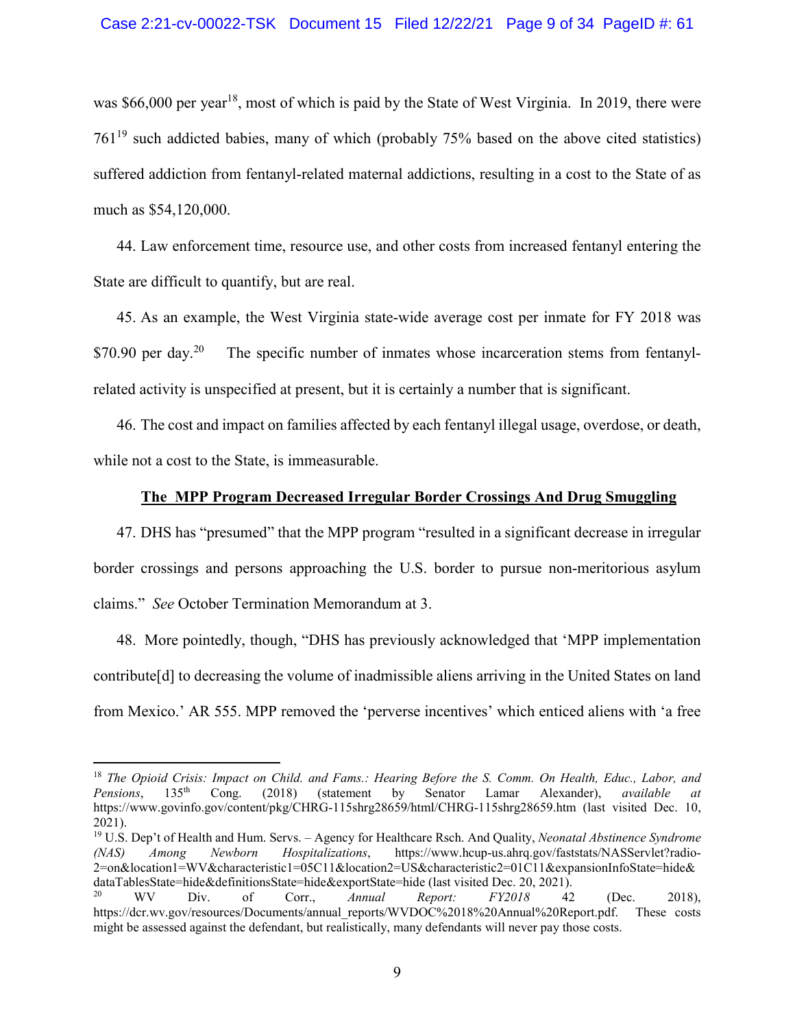was $66,000 per year[18], most of which is paid by the State of West Virginia. In 2019, there were 761[19] such addicted babies, many of which (probably 75% based on the above cited statistics) suffered addiction from fentanyl-related maternal addictions, resulting in a cost to the State of as much as $54,120,000.

44. Law enforcement time, resource use, and other costs from increased fentanyl entering the State are difficult to quantify, but are real.

45. As an example, the West Virginia state-wide average cost per inmate for FY 2018 was $70.90 per day.[20] The specific number of inmates whose incarceration stems from fentanyl-related activity is unspecified at present, but it is certainly a number that is significant.

46. The cost and impact on families affected by each fentanyl illegal usage, overdose, or death, while not a cost to the State, is immeasurable.

**The MPP Program Decreased Irregular Border Crossings And Drug Smuggling**

47. DHS has "presumed" that the MPP program "resulted in a significant decrease in irregular border crossings and persons approaching the U.S. border to pursue non-meritorious asylum claims." *See* October Termination Memorandum at 3.

48. More pointedly, though, "DHS has previously acknowledged that 'MPP implementation contribute[d] to decreasing the volume of inadmissible aliens arriving in the United States on land from Mexico.' AR 555. MPP removed the 'perverse incentives' which enticed aliens with 'a free

---

[18] *The Opioid Crisis: Impact on Child. and Fams.: Hearing Before the S. Comm. On Health, Educ., Labor, and Pensions*, 135th Cong. (2018) (statement by Senator Lamar Alexander), *available at* https://www.govinfo.gov/content/pkg/CHRG-115shrg28659/html/CHRG-115shrg28659.htm (last visited Dec. 10, 2021).

[19] U.S. Dep't of Health and Hum. Servs. – Agency for Healthcare Rsch. And Quality, *Neonatal Abstinence Syndrome (NAS) Among Newborn Hospitalizations*, https://www.hcup-us.ahrq.gov/faststats/NASServlet?radio-2=on&location1=WV&characteristic1=05C11&location2=US&characteristic2=01C11&expansionInfoState=hide&dataTablesState=hide&definitionsState=hide&exportState=hide (last visited Dec. 20, 2021).

[20] WV Div. of Corr., *Annual Report: FY2018* 42 (Dec. 2018), https://dcr.wv.gov/resources/Documents/annual_reports/WVDOC%2018%20Annual%20Report.pdf. These costs might be assessed against the defendant, but realistically, many defendants will never pay those costs.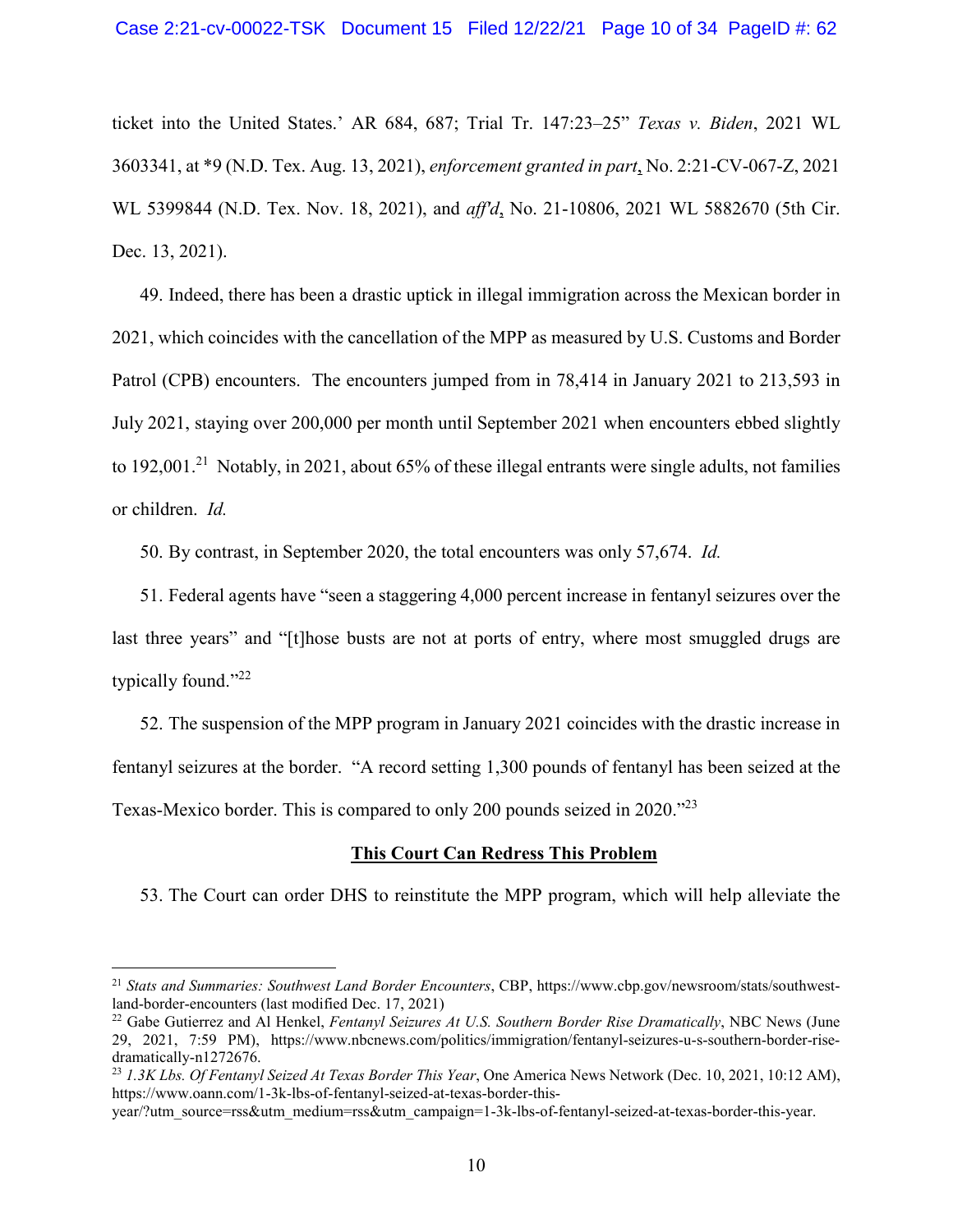ticket into the United States.' AR 684, 687; Trial Tr. 147:23–25" *Texas v. Biden*, 2021 WL 3603341, at *9 (N.D. Tex. Aug. 13, 2021), *enforcement granted in part*, No. 2:21-CV-067-Z, 2021 WL 5399844 (N.D. Tex. Nov. 18, 2021), and *aff'd*, No. 21-10806, 2021 WL 5882670 (5th Cir. Dec. 13, 2021).

49. Indeed, there has been a drastic uptick in illegal immigration across the Mexican border in 2021, which coincides with the cancellation of the MPP as measured by U.S. Customs and Border Patrol (CPB) encounters. The encounters jumped from in 78,414 in January 2021 to 213,593 in July 2021, staying over 200,000 per month until September 2021 when encounters ebbed slightly to 192,001.[21] Notably, in 2021, about 65% of these illegal entrants were single adults, not families or children. *Id.*

50. By contrast, in September 2020, the total encounters was only 57,674. *Id.*

51. Federal agents have "seen a staggering 4,000 percent increase in fentanyl seizures over the last three years" and "[t]hose busts are not at ports of entry, where most smuggled drugs are typically found."[22]

52. The suspension of the MPP program in January 2021 coincides with the drastic increase in fentanyl seizures at the border. "A record setting 1,300 pounds of fentanyl has been seized at the Texas-Mexico border. This is compared to only 200 pounds seized in 2020."[23]

**<u>This Court Can Redress This Problem</u>**

53. The Court can order DHS to reinstitute the MPP program, which will help alleviate the

---

[21] *Stats and Summaries: Southwest Land Border Encounters*, CBP, https://www.cbp.gov/newsroom/stats/southwest-land-border-encounters (last modified Dec. 17, 2021)

[22] Gabe Gutierrez and Al Henkel, *Fentanyl Seizures At U.S. Southern Border Rise Dramatically*, NBC News (June 29, 2021, 7:59 PM), https://www.nbcnews.com/politics/immigration/fentanyl-seizures-u-s-southern-border-rise-dramatically-n1272676.

[23] *1.3K Lbs. Of Fentanyl Seized At Texas Border This Year*, One America News Network (Dec. 10, 2021, 10:12 AM), https://www.oann.com/1-3k-lbs-of-fentanyl-seized-at-texas-border-this-year/?utm_source=rss&utm_medium=rss&utm_campaign=1-3k-lbs-of-fentanyl-seized-at-texas-border-this-year.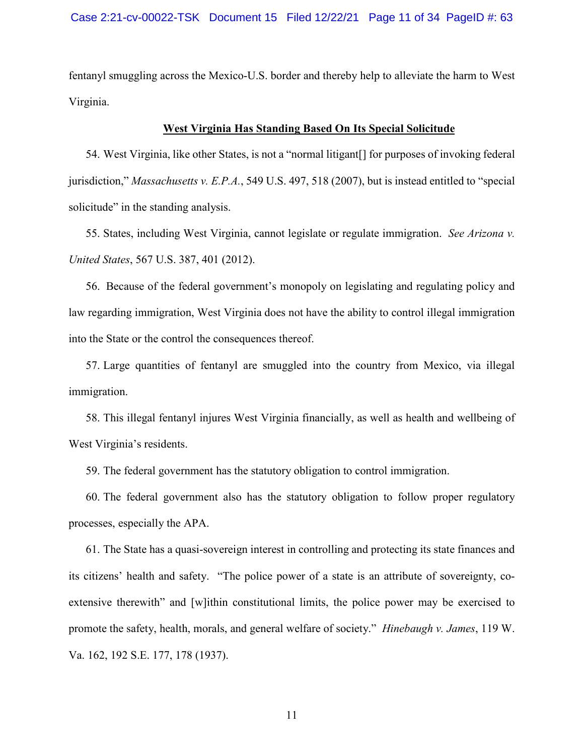fentanyl smuggling across the Mexico-U.S. border and thereby help to alleviate the harm to West Virginia.

**West Virginia Has Standing Based On Its Special Solicitude**

54. West Virginia, like other States, is not a "normal litigant[] for purposes of invoking federal jurisdiction," *Massachusetts v. E.P.A.*, 549 U.S. 497, 518 (2007), but is instead entitled to "special solicitude" in the standing analysis.

55. States, including West Virginia, cannot legislate or regulate immigration. *See Arizona v. United States*, 567 U.S. 387, 401 (2012).

56. Because of the federal government's monopoly on legislating and regulating policy and law regarding immigration, West Virginia does not have the ability to control illegal immigration into the State or the control the consequences thereof.

57. Large quantities of fentanyl are smuggled into the country from Mexico, via illegal immigration.

58. This illegal fentanyl injures West Virginia financially, as well as health and wellbeing of West Virginia's residents.

59. The federal government has the statutory obligation to control immigration.

60. The federal government also has the statutory obligation to follow proper regulatory processes, especially the APA.

61. The State has a quasi-sovereign interest in controlling and protecting its state finances and its citizens' health and safety. "The police power of a state is an attribute of sovereignty, co-extensive therewith" and [w]ithin constitutional limits, the police power may be exercised to promote the safety, health, morals, and general welfare of society." *Hinebaugh v. James*, 119 W. Va. 162, 192 S.E. 177, 178 (1937).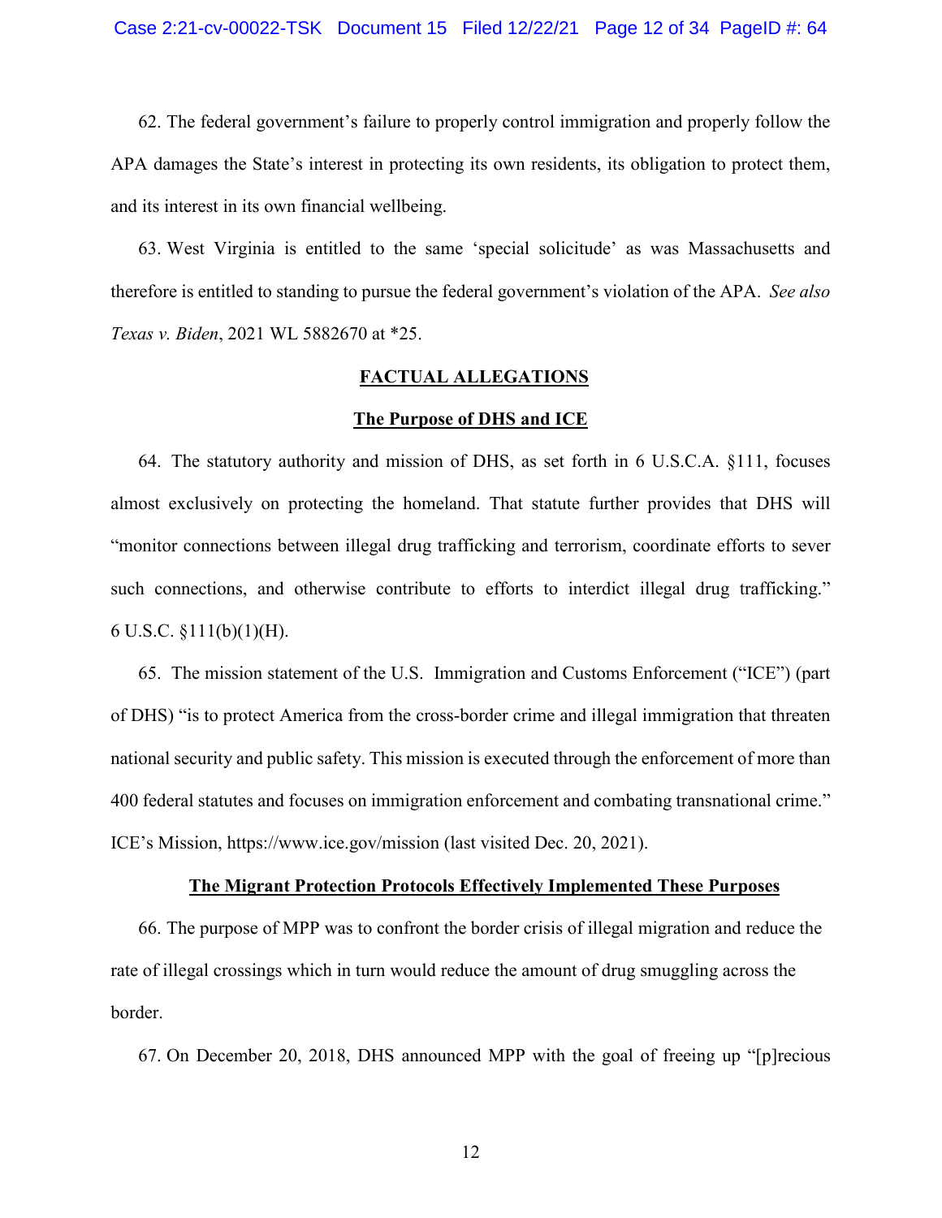62. The federal government's failure to properly control immigration and properly follow the APA damages the State's interest in protecting its own residents, its obligation to protect them, and its interest in its own financial wellbeing.

63. West Virginia is entitled to the same 'special solicitude' as was Massachusetts and therefore is entitled to standing to pursue the federal government's violation of the APA. *See also Texas v. Biden*, 2021 WL 5882670 at *25.

## FACTUAL ALLEGATIONS

### The Purpose of DHS and ICE

64. The statutory authority and mission of DHS, as set forth in 6 U.S.C.A. §111, focuses almost exclusively on protecting the homeland. That statute further provides that DHS will "monitor connections between illegal drug trafficking and terrorism, coordinate efforts to sever such connections, and otherwise contribute to efforts to interdict illegal drug trafficking." 6 U.S.C. §111(b)(1)(H).

65. The mission statement of the U.S. Immigration and Customs Enforcement ("ICE") (part of DHS) "is to protect America from the cross-border crime and illegal immigration that threaten national security and public safety. This mission is executed through the enforcement of more than 400 federal statutes and focuses on immigration enforcement and combating transnational crime." ICE's Mission, https://www.ice.gov/mission (last visited Dec. 20, 2021).

### The Migrant Protection Protocols Effectively Implemented These Purposes

66. The purpose of MPP was to confront the border crisis of illegal migration and reduce the rate of illegal crossings which in turn would reduce the amount of drug smuggling across the border.

67. On December 20, 2018, DHS announced MPP with the goal of freeing up "[p]recious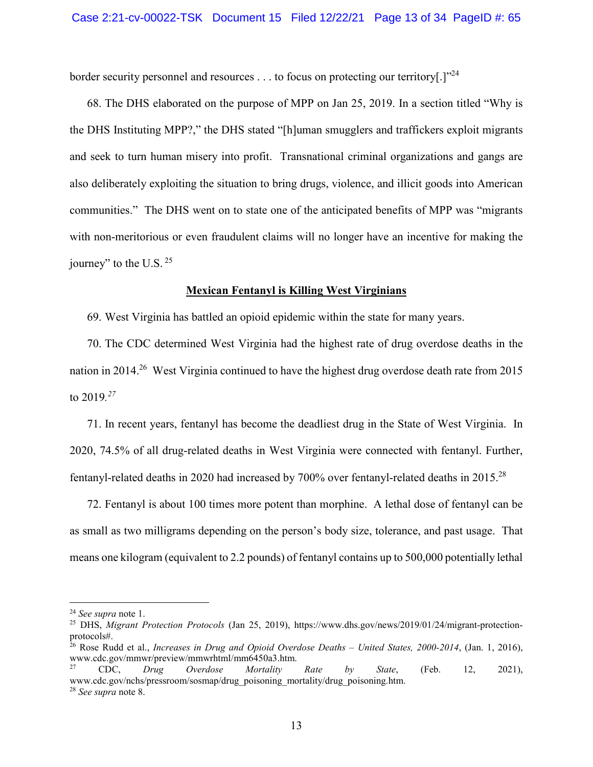border security personnel and resources . . . to focus on protecting our territory[.]"[24]

68. The DHS elaborated on the purpose of MPP on Jan 25, 2019. In a section titled "Why is the DHS Instituting MPP?," the DHS stated "[h]uman smugglers and traffickers exploit migrants and seek to turn human misery into profit. Transnational criminal organizations and gangs are also deliberately exploiting the situation to bring drugs, violence, and illicit goods into American communities." The DHS went on to state one of the anticipated benefits of MPP was "migrants with non-meritorious or even fraudulent claims will no longer have an incentive for making the journey" to the U.S. [25]

## Mexican Fentanyl is Killing West Virginians

69. West Virginia has battled an opioid epidemic within the state for many years.

70. The CDC determined West Virginia had the highest rate of drug overdose deaths in the nation in 2014.[26] West Virginia continued to have the highest drug overdose death rate from 2015 to 2019.[27]

71. In recent years, fentanyl has become the deadliest drug in the State of West Virginia. In 2020, 74.5% of all drug-related deaths in West Virginia were connected with fentanyl. Further, fentanyl-related deaths in 2020 had increased by 700% over fentanyl-related deaths in 2015.[28]

72. Fentanyl is about 100 times more potent than morphine. A lethal dose of fentanyl can be as small as two milligrams depending on the person's body size, tolerance, and past usage. That means one kilogram (equivalent to 2.2 pounds) of fentanyl contains up to 500,000 potentially lethal

---

[24] *See supra* note 1.

[25] DHS, *Migrant Protection Protocols* (Jan 25, 2019), https://www.dhs.gov/news/2019/01/24/migrant-protection-protocols#.

[26] Rose Rudd et al., *Increases in Drug and Opioid Overdose Deaths – United States, 2000-2014*, (Jan. 1, 2016), www.cdc.gov/mmwr/preview/mmwrhtml/mm6450a3.htm.

[27] CDC, *Drug Overdose Mortality Rate by State*, (Feb. 12, 2021), www.cdc.gov/nchs/pressroom/sosmap/drug_poisoning_mortality/drug_poisoning.htm.

[28] *See supra* note 8.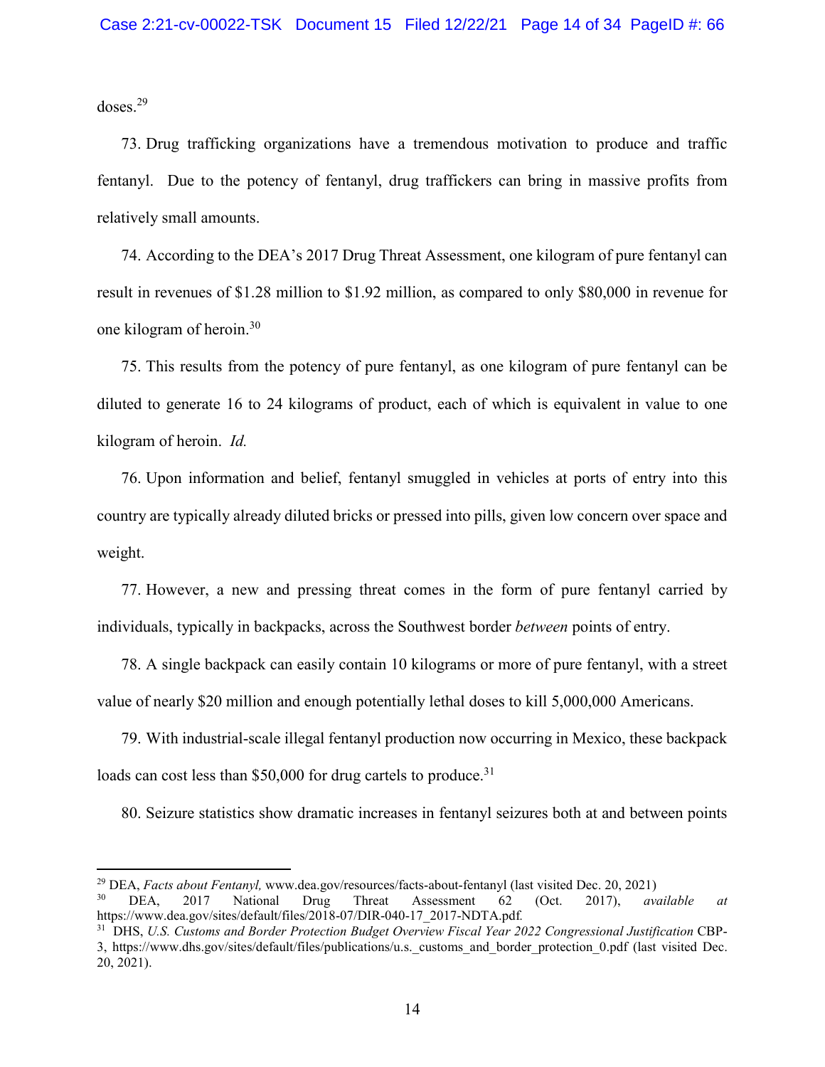doses.[29]

73. Drug trafficking organizations have a tremendous motivation to produce and traffic fentanyl. Due to the potency of fentanyl, drug traffickers can bring in massive profits from relatively small amounts.

74. According to the DEA's 2017 Drug Threat Assessment, one kilogram of pure fentanyl can result in revenues of $1.28 million to $1.92 million, as compared to only $80,000 in revenue for one kilogram of heroin.[30]

75. This results from the potency of pure fentanyl, as one kilogram of pure fentanyl can be diluted to generate 16 to 24 kilograms of product, each of which is equivalent in value to one kilogram of heroin. *Id.*

76. Upon information and belief, fentanyl smuggled in vehicles at ports of entry into this country are typically already diluted bricks or pressed into pills, given low concern over space and weight.

77. However, a new and pressing threat comes in the form of pure fentanyl carried by individuals, typically in backpacks, across the Southwest border *between* points of entry.

78. A single backpack can easily contain 10 kilograms or more of pure fentanyl, with a street value of nearly $20 million and enough potentially lethal doses to kill 5,000,000 Americans.

79. With industrial-scale illegal fentanyl production now occurring in Mexico, these backpack loads can cost less than $50,000 for drug cartels to produce.[31]

80. Seizure statistics show dramatic increases in fentanyl seizures both at and between points

---

[29] DEA, *Facts about Fentanyl,* www.dea.gov/resources/facts-about-fentanyl (last visited Dec. 20, 2021)

[30] DEA, 2017 National Drug Threat Assessment 62 (Oct. 2017), *available at* https://www.dea.gov/sites/default/files/2018-07/DIR-040-17_2017-NDTA.pdf.

[31] DHS, *U.S. Customs and Border Protection Budget Overview Fiscal Year 2022 Congressional Justification* CBP-3, https://www.dhs.gov/sites/default/files/publications/u.s._customs_and_border_protection_0.pdf (last visited Dec. 20, 2021).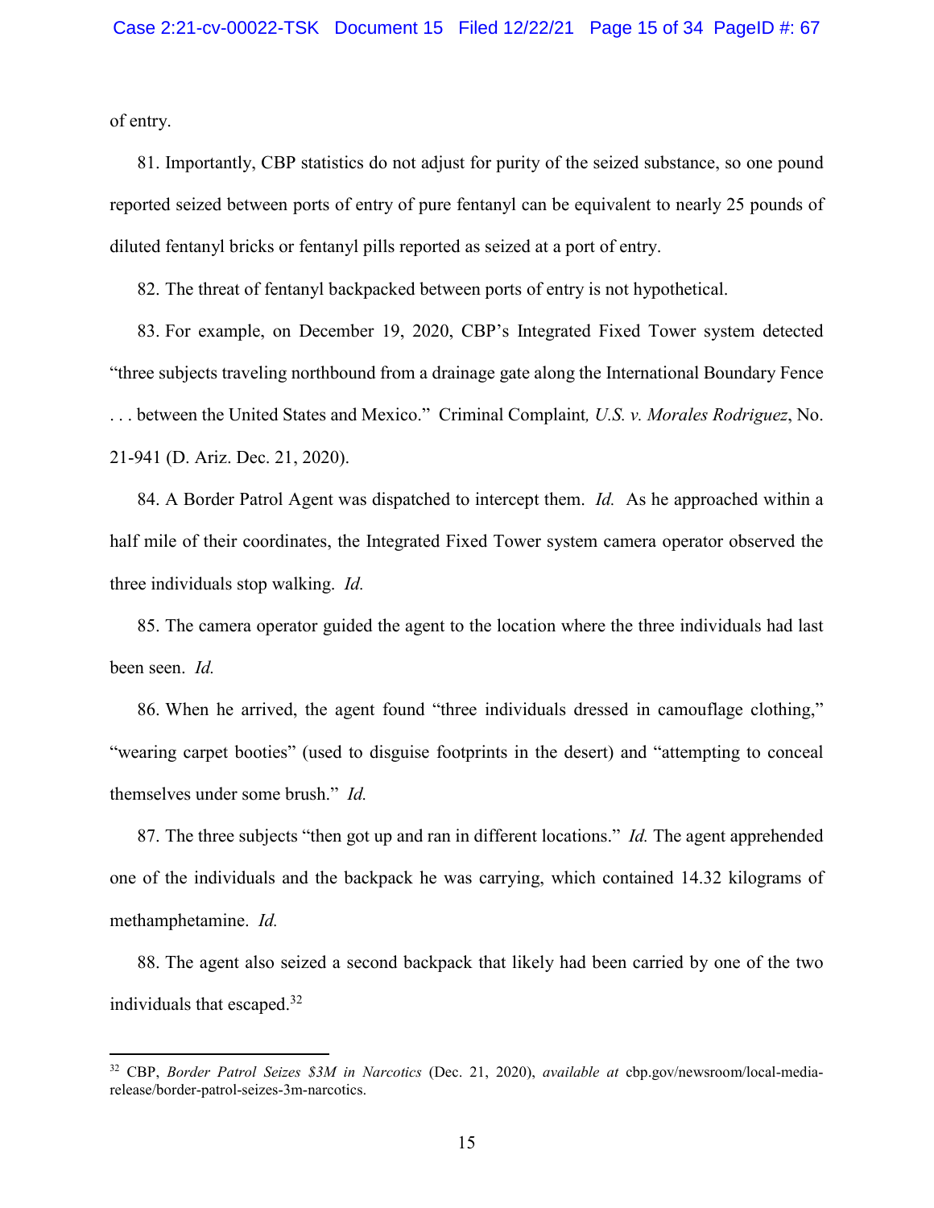of entry.

81. Importantly, CBP statistics do not adjust for purity of the seized substance, so one pound reported seized between ports of entry of pure fentanyl can be equivalent to nearly 25 pounds of diluted fentanyl bricks or fentanyl pills reported as seized at a port of entry.

82. The threat of fentanyl backpacked between ports of entry is not hypothetical.

83. For example, on December 19, 2020, CBP's Integrated Fixed Tower system detected "three subjects traveling northbound from a drainage gate along the International Boundary Fence . . . between the United States and Mexico." Criminal Complaint*, U.S. v. Morales Rodriguez*, No. 21-941 (D. Ariz. Dec. 21, 2020).

84. A Border Patrol Agent was dispatched to intercept them. *Id.* As he approached within a half mile of their coordinates, the Integrated Fixed Tower system camera operator observed the three individuals stop walking. *Id.*

85. The camera operator guided the agent to the location where the three individuals had last been seen. *Id.*

86. When he arrived, the agent found "three individuals dressed in camouflage clothing," "wearing carpet booties" (used to disguise footprints in the desert) and "attempting to conceal themselves under some brush." *Id.*

87. The three subjects "then got up and ran in different locations." *Id.* The agent apprehended one of the individuals and the backpack he was carrying, which contained 14.32 kilograms of methamphetamine. *Id.*

88. The agent also seized a second backpack that likely had been carried by one of the two individuals that escaped.[32]

---

[32] CBP, *Border Patrol Seizes $3M in Narcotics* (Dec. 21, 2020), *available at* cbp.gov/newsroom/local-media-release/border-patrol-seizes-3m-narcotics.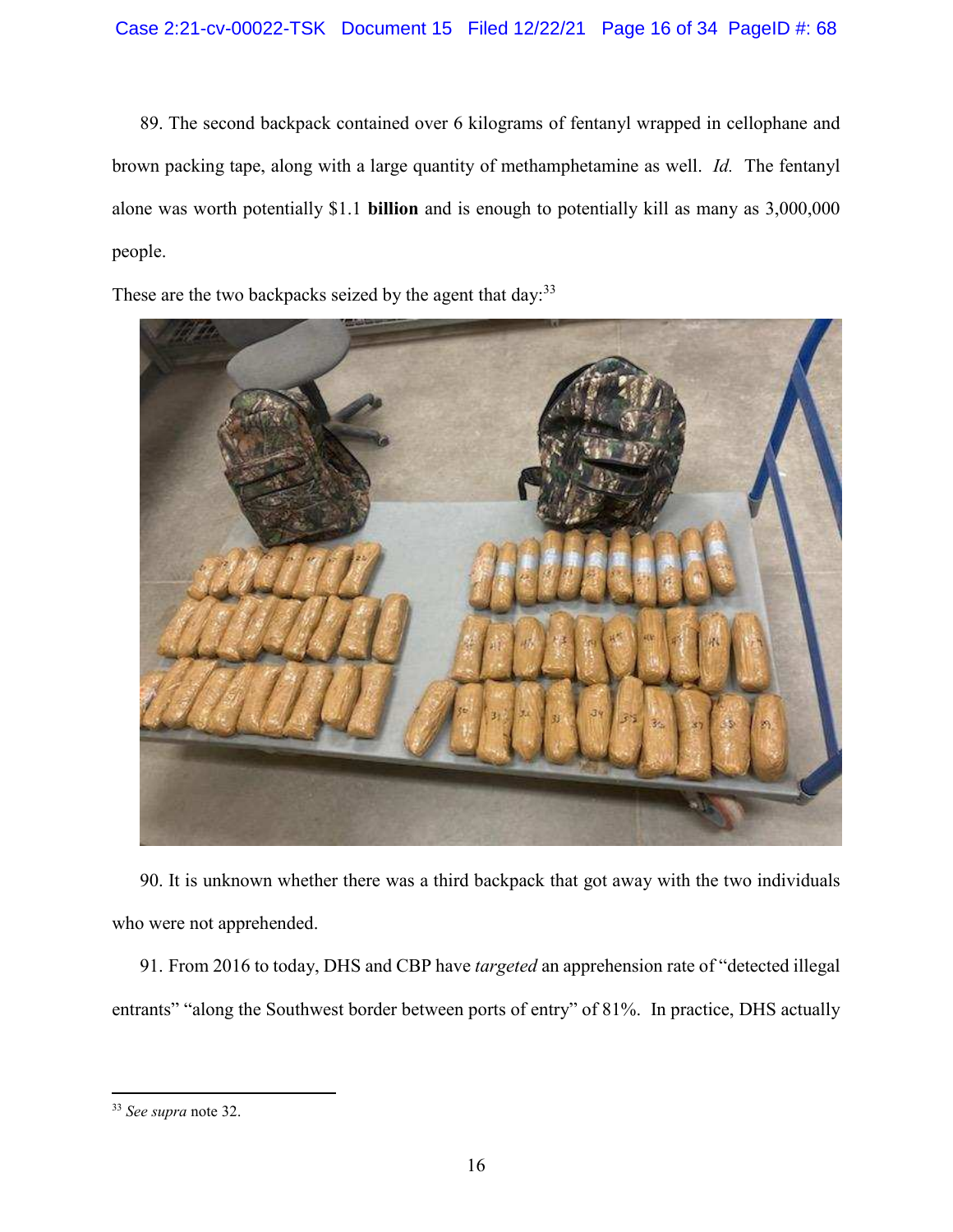89. The second backpack contained over 6 kilograms of fentanyl wrapped in cellophane and brown packing tape, along with a large quantity of methamphetamine as well. *Id.* The fentanyl alone was worth potentially $1.1 **billion** and is enough to potentially kill as many as 3,000,000 people.

These are the two backpacks seized by the agent that day:[33]

90. It is unknown whether there was a third backpack that got away with the two individuals who were not apprehended.

91. From 2016 to today, DHS and CBP have *targeted* an apprehension rate of "detected illegal entrants" "along the Southwest border between ports of entry" of 81%. In practice, DHS actually

[33] *See supra* note 32.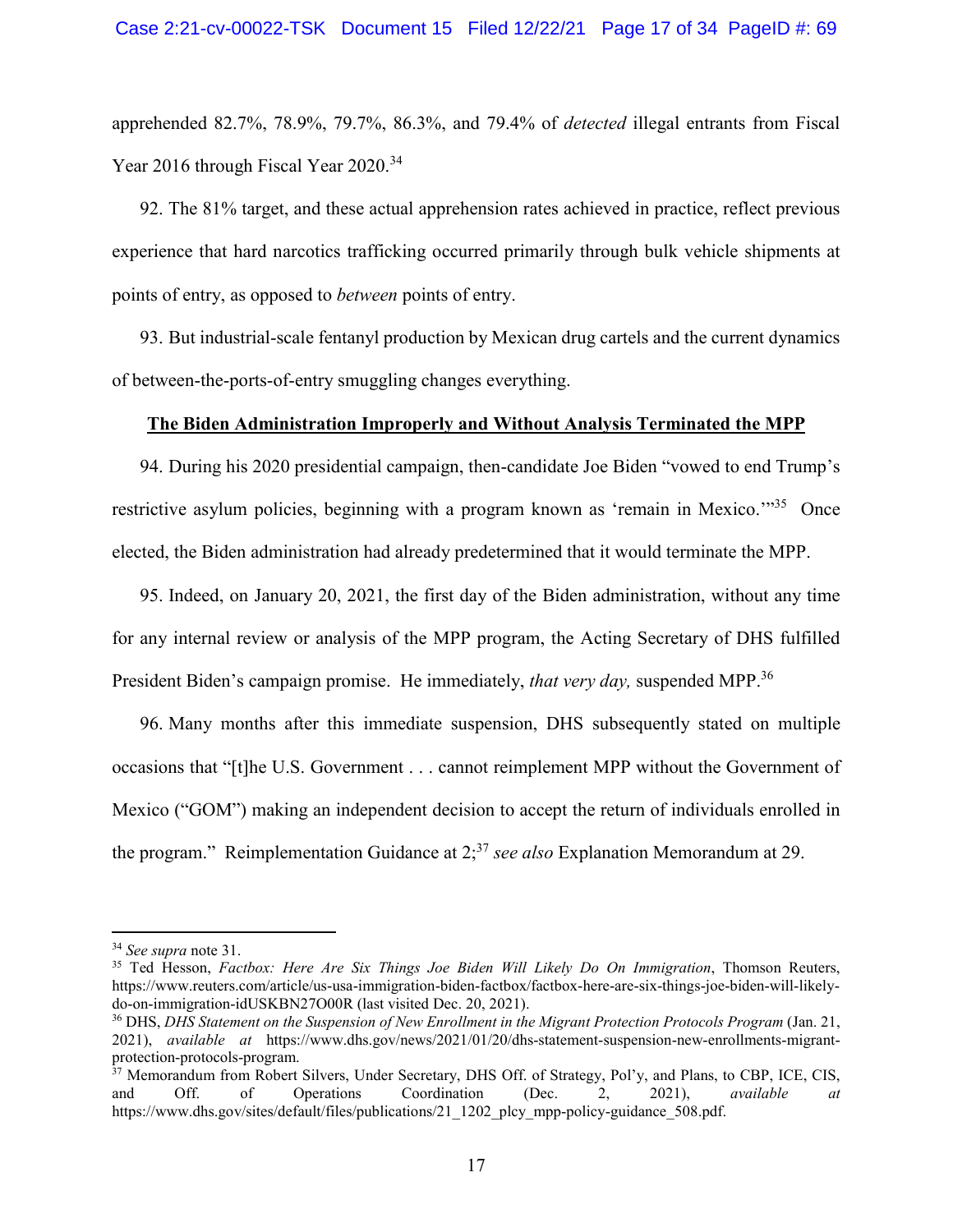apprehended 82.7%, 78.9%, 79.7%, 86.3%, and 79.4% of *detected* illegal entrants from Fiscal Year 2016 through Fiscal Year 2020.[34]

92. The 81% target, and these actual apprehension rates achieved in practice, reflect previous experience that hard narcotics trafficking occurred primarily through bulk vehicle shipments at points of entry, as opposed to *between* points of entry.

93. But industrial-scale fentanyl production by Mexican drug cartels and the current dynamics of between-the-ports-of-entry smuggling changes everything.

**<u>The Biden Administration Improperly and Without Analysis Terminated the MPP</u>**

94. During his 2020 presidential campaign, then-candidate Joe Biden "vowed to end Trump's restrictive asylum policies, beginning with a program known as 'remain in Mexico.'"[35] Once elected, the Biden administration had already predetermined that it would terminate the MPP.

95. Indeed, on January 20, 2021, the first day of the Biden administration, without any time for any internal review or analysis of the MPP program, the Acting Secretary of DHS fulfilled President Biden's campaign promise. He immediately, *that very day,* suspended MPP.[36]

96. Many months after this immediate suspension, DHS subsequently stated on multiple occasions that "[t]he U.S. Government . . . cannot reimplement MPP without the Government of Mexico ("GOM") making an independent decision to accept the return of individuals enrolled in the program." Reimplementation Guidance at 2;[37] *see also* Explanation Memorandum at 29.

---

[34] *See supra* note 31.

[35] Ted Hesson, *Factbox: Here Are Six Things Joe Biden Will Likely Do On Immigration*, Thomson Reuters, https://www.reuters.com/article/us-usa-immigration-biden-factbox/factbox-here-are-six-things-joe-biden-will-likely-do-on-immigration-idUSKBN27O00R (last visited Dec. 20, 2021).

[36] DHS, *DHS Statement on the Suspension of New Enrollment in the Migrant Protection Protocols Program* (Jan. 21, 2021), *available at* https://www.dhs.gov/news/2021/01/20/dhs-statement-suspension-new-enrollments-migrant-protection-protocols-program.

[37] Memorandum from Robert Silvers, Under Secretary, DHS Off. of Strategy, Pol'y, and Plans, to CBP, ICE, CIS, and Off. of Operations Coordination (Dec. 2, 2021), *available at* https://www.dhs.gov/sites/default/files/publications/21_1202_plcy_mpp-policy-guidance_508.pdf.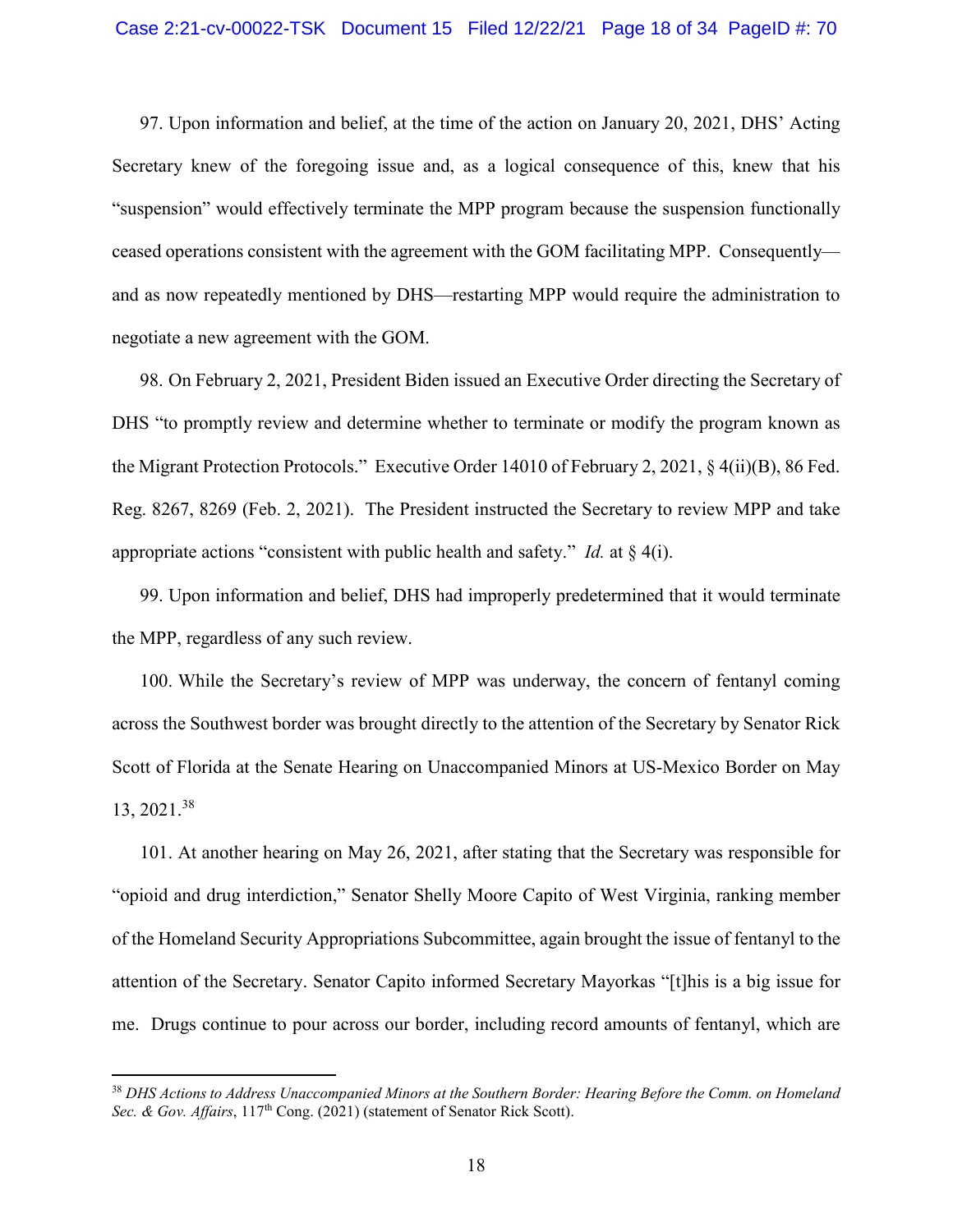97. Upon information and belief, at the time of the action on January 20, 2021, DHS' Acting Secretary knew of the foregoing issue and, as a logical consequence of this, knew that his "suspension" would effectively terminate the MPP program because the suspension functionally ceased operations consistent with the agreement with the GOM facilitating MPP. Consequently—and as now repeatedly mentioned by DHS—restarting MPP would require the administration to negotiate a new agreement with the GOM.

98. On February 2, 2021, President Biden issued an Executive Order directing the Secretary of DHS "to promptly review and determine whether to terminate or modify the program known as the Migrant Protection Protocols." Executive Order 14010 of February 2, 2021, § 4(ii)(B), 86 Fed. Reg. 8267, 8269 (Feb. 2, 2021). The President instructed the Secretary to review MPP and take appropriate actions "consistent with public health and safety." *Id.* at § 4(i).

99. Upon information and belief, DHS had improperly predetermined that it would terminate the MPP, regardless of any such review.

100. While the Secretary's review of MPP was underway, the concern of fentanyl coming across the Southwest border was brought directly to the attention of the Secretary by Senator Rick Scott of Florida at the Senate Hearing on Unaccompanied Minors at US-Mexico Border on May 13, 2021.[38]

101. At another hearing on May 26, 2021, after stating that the Secretary was responsible for "opioid and drug interdiction," Senator Shelly Moore Capito of West Virginia, ranking member of the Homeland Security Appropriations Subcommittee, again brought the issue of fentanyl to the attention of the Secretary. Senator Capito informed Secretary Mayorkas "[t]his is a big issue for me. Drugs continue to pour across our border, including record amounts of fentanyl, which are

---

[38] *DHS Actions to Address Unaccompanied Minors at the Southern Border: Hearing Before the Comm. on Homeland Sec. & Gov. Affairs*, 117th Cong. (2021) (statement of Senator Rick Scott).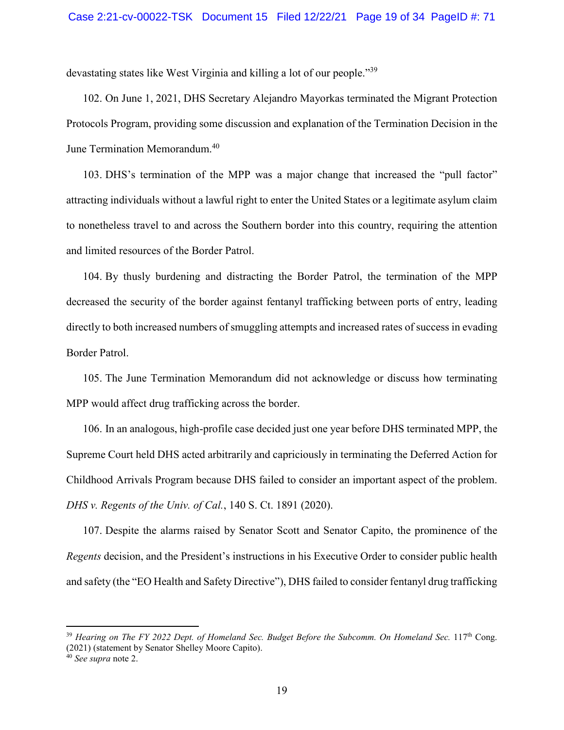devastating states like West Virginia and killing a lot of our people."[39]

102. On June 1, 2021, DHS Secretary Alejandro Mayorkas terminated the Migrant Protection Protocols Program, providing some discussion and explanation of the Termination Decision in the June Termination Memorandum.[40]

103. DHS's termination of the MPP was a major change that increased the "pull factor" attracting individuals without a lawful right to enter the United States or a legitimate asylum claim to nonetheless travel to and across the Southern border into this country, requiring the attention and limited resources of the Border Patrol.

104. By thusly burdening and distracting the Border Patrol, the termination of the MPP decreased the security of the border against fentanyl trafficking between ports of entry, leading directly to both increased numbers of smuggling attempts and increased rates of success in evading Border Patrol.

105. The June Termination Memorandum did not acknowledge or discuss how terminating MPP would affect drug trafficking across the border.

106. In an analogous, high-profile case decided just one year before DHS terminated MPP, the Supreme Court held DHS acted arbitrarily and capriciously in terminating the Deferred Action for Childhood Arrivals Program because DHS failed to consider an important aspect of the problem. *DHS v. Regents of the Univ. of Cal.*, 140 S. Ct. 1891 (2020).

107. Despite the alarms raised by Senator Scott and Senator Capito, the prominence of the *Regents* decision, and the President's instructions in his Executive Order to consider public health and safety (the "EO Health and Safety Directive"), DHS failed to consider fentanyl drug trafficking

---

[39] *Hearing on The FY 2022 Dept. of Homeland Sec. Budget Before the Subcomm. On Homeland Sec.* 117th Cong. (2021) (statement by Senator Shelley Moore Capito).

[40] *See supra* note 2.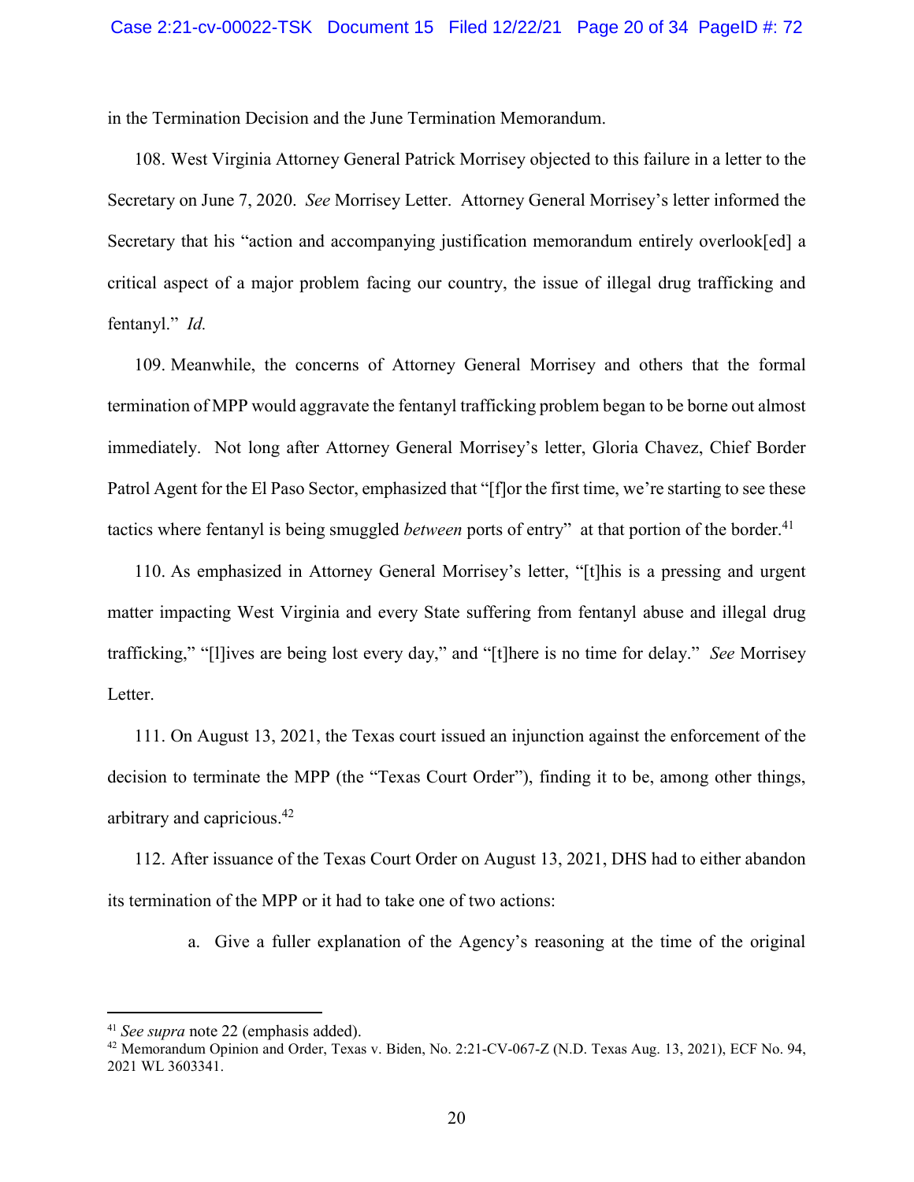in the Termination Decision and the June Termination Memorandum.

108. West Virginia Attorney General Patrick Morrisey objected to this failure in a letter to the Secretary on June 7, 2020. *See* Morrisey Letter. Attorney General Morrisey's letter informed the Secretary that his "action and accompanying justification memorandum entirely overlook[ed] a critical aspect of a major problem facing our country, the issue of illegal drug trafficking and fentanyl." *Id.*

109. Meanwhile, the concerns of Attorney General Morrisey and others that the formal termination of MPP would aggravate the fentanyl trafficking problem began to be borne out almost immediately. Not long after Attorney General Morrisey's letter, Gloria Chavez, Chief Border Patrol Agent for the El Paso Sector, emphasized that "[f]or the first time, we're starting to see these tactics where fentanyl is being smuggled *between* ports of entry" at that portion of the border.[41]

110. As emphasized in Attorney General Morrisey's letter, "[t]his is a pressing and urgent matter impacting West Virginia and every State suffering from fentanyl abuse and illegal drug trafficking," "[l]ives are being lost every day," and "[t]here is no time for delay." *See* Morrisey Letter.

111. On August 13, 2021, the Texas court issued an injunction against the enforcement of the decision to terminate the MPP (the "Texas Court Order"), finding it to be, among other things, arbitrary and capricious.[42]

112. After issuance of the Texas Court Order on August 13, 2021, DHS had to either abandon its termination of the MPP or it had to take one of two actions:

a. Give a fuller explanation of the Agency's reasoning at the time of the original

---

[41] *See supra* note 22 (emphasis added).

[42] Memorandum Opinion and Order, Texas v. Biden, No. 2:21-CV-067-Z (N.D. Texas Aug. 13, 2021), ECF No. 94, 2021 WL 3603341.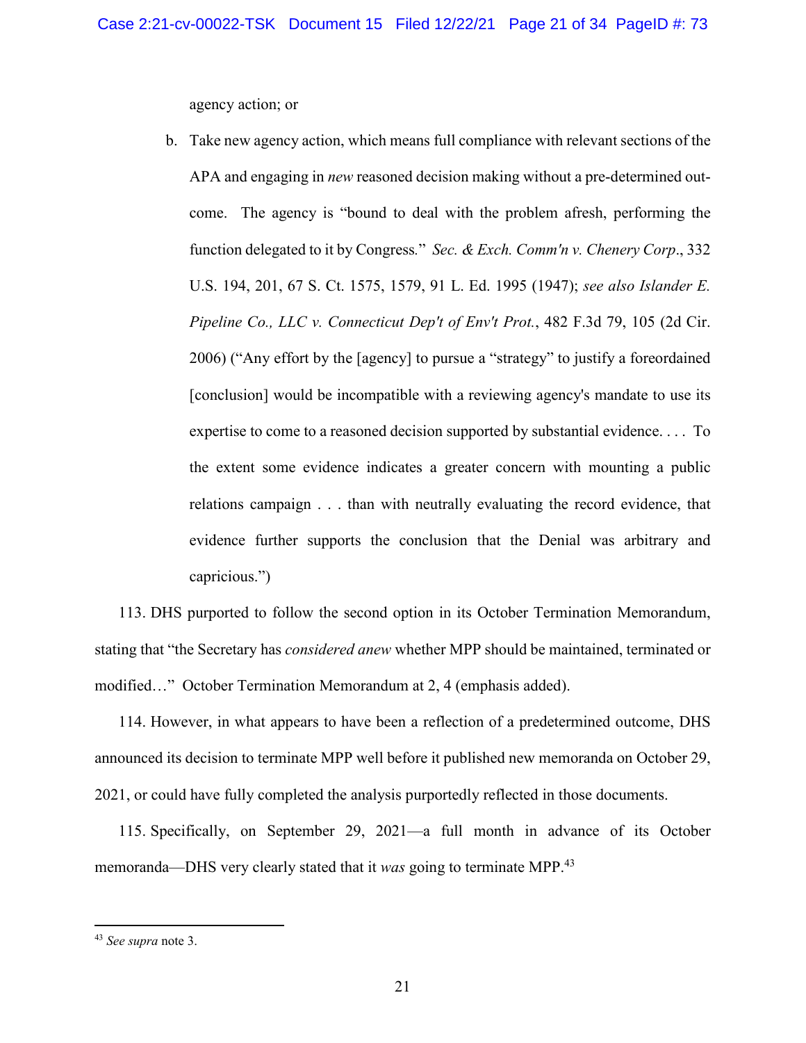agency action; or

b. Take new agency action, which means full compliance with relevant sections of the APA and engaging in *new* reasoned decision making without a pre-determined outcome. The agency is "bound to deal with the problem afresh, performing the function delegated to it by Congress." *Sec. & Exch. Comm'n v. Chenery Corp*., 332 U.S. 194, 201, 67 S. Ct. 1575, 1579, 91 L. Ed. 1995 (1947); *see also Islander E. Pipeline Co., LLC v. Connecticut Dep't of Env't Prot.*, 482 F.3d 79, 105 (2d Cir. 2006) ("Any effort by the [agency] to pursue a "strategy" to justify a foreordained [conclusion] would be incompatible with a reviewing agency's mandate to use its expertise to come to a reasoned decision supported by substantial evidence. . . . To the extent some evidence indicates a greater concern with mounting a public relations campaign . . . than with neutrally evaluating the record evidence, that evidence further supports the conclusion that the Denial was arbitrary and capricious.")

113. DHS purported to follow the second option in its October Termination Memorandum, stating that "the Secretary has *considered anew* whether MPP should be maintained, terminated or modified…" October Termination Memorandum at 2, 4 (emphasis added).

114. However, in what appears to have been a reflection of a predetermined outcome, DHS announced its decision to terminate MPP well before it published new memoranda on October 29, 2021, or could have fully completed the analysis purportedly reflected in those documents.

115. Specifically, on September 29, 2021—a full month in advance of its October memoranda—DHS very clearly stated that it *was* going to terminate MPP.[43]

---

[43] *See supra* note 3.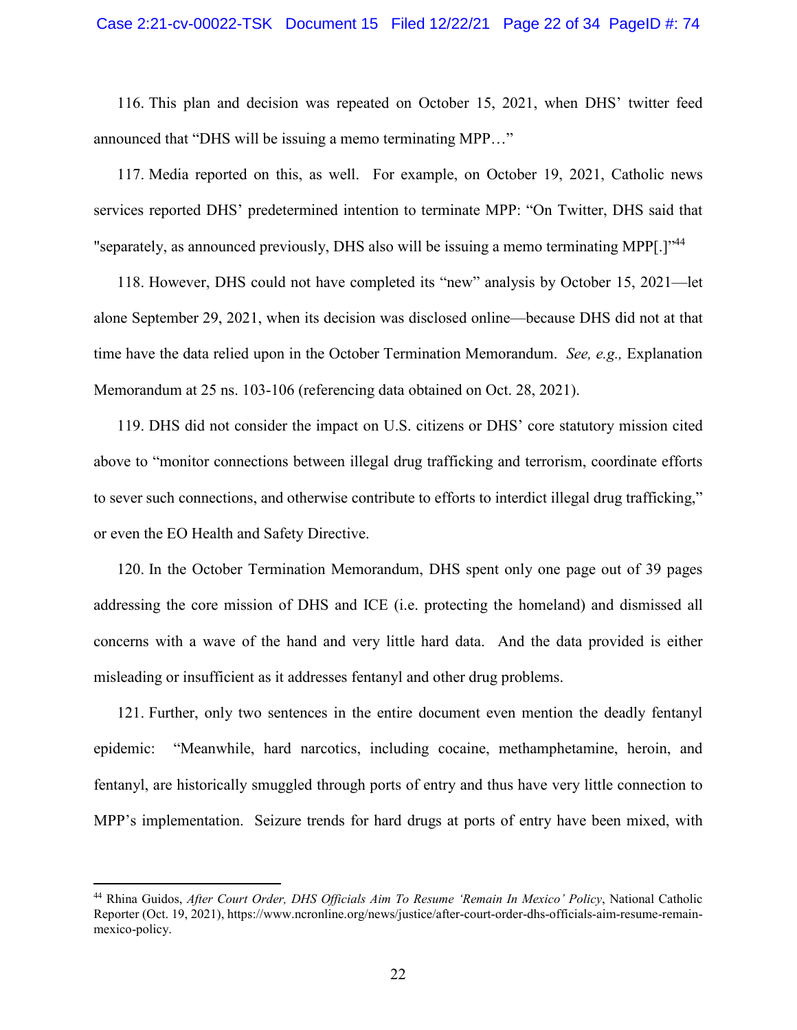116. This plan and decision was repeated on October 15, 2021, when DHS' twitter feed announced that "DHS will be issuing a memo terminating MPP…"

117. Media reported on this, as well. For example, on October 19, 2021, Catholic news services reported DHS' predetermined intention to terminate MPP: "On Twitter, DHS said that "separately, as announced previously, DHS also will be issuing a memo terminating MPP[.]"[44]

118. However, DHS could not have completed its "new" analysis by October 15, 2021—let alone September 29, 2021, when its decision was disclosed online—because DHS did not at that time have the data relied upon in the October Termination Memorandum. *See, e.g.,* Explanation Memorandum at 25 ns. 103-106 (referencing data obtained on Oct. 28, 2021).

119. DHS did not consider the impact on U.S. citizens or DHS' core statutory mission cited above to "monitor connections between illegal drug trafficking and terrorism, coordinate efforts to sever such connections, and otherwise contribute to efforts to interdict illegal drug trafficking," or even the EO Health and Safety Directive.

120. In the October Termination Memorandum, DHS spent only one page out of 39 pages addressing the core mission of DHS and ICE (i.e. protecting the homeland) and dismissed all concerns with a wave of the hand and very little hard data. And the data provided is either misleading or insufficient as it addresses fentanyl and other drug problems.

121. Further, only two sentences in the entire document even mention the deadly fentanyl epidemic: "Meanwhile, hard narcotics, including cocaine, methamphetamine, heroin, and fentanyl, are historically smuggled through ports of entry and thus have very little connection to MPP's implementation. Seizure trends for hard drugs at ports of entry have been mixed, with

---

[44] Rhina Guidos, *After Court Order, DHS Officials Aim To Resume 'Remain In Mexico' Policy*, National Catholic Reporter (Oct. 19, 2021), https://www.ncronline.org/news/justice/after-court-order-dhs-officials-aim-resume-remain-mexico-policy.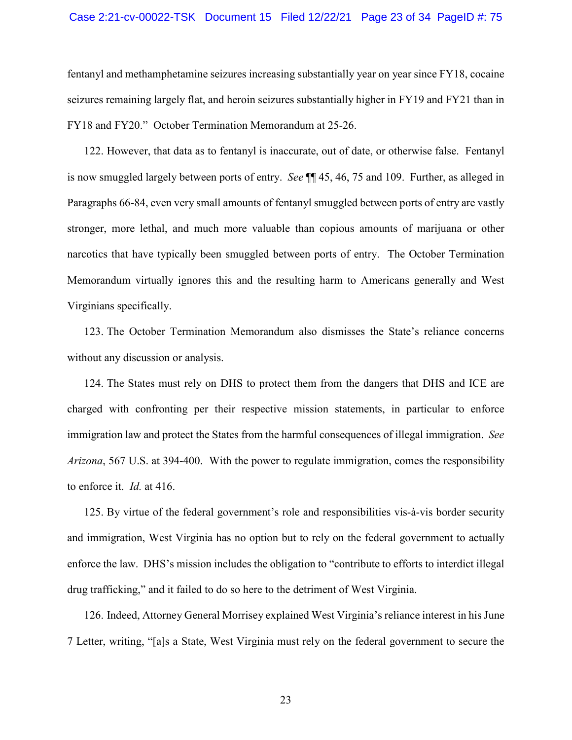fentanyl and methamphetamine seizures increasing substantially year on year since FY18, cocaine seizures remaining largely flat, and heroin seizures substantially higher in FY19 and FY21 than in FY18 and FY20." October Termination Memorandum at 25-26.

122. However, that data as to fentanyl is inaccurate, out of date, or otherwise false. Fentanyl is now smuggled largely between ports of entry. *See* ¶¶ 45, 46, 75 and 109. Further, as alleged in Paragraphs 66-84, even very small amounts of fentanyl smuggled between ports of entry are vastly stronger, more lethal, and much more valuable than copious amounts of marijuana or other narcotics that have typically been smuggled between ports of entry. The October Termination Memorandum virtually ignores this and the resulting harm to Americans generally and West Virginians specifically.

123. The October Termination Memorandum also dismisses the State's reliance concerns without any discussion or analysis.

124. The States must rely on DHS to protect them from the dangers that DHS and ICE are charged with confronting per their respective mission statements, in particular to enforce immigration law and protect the States from the harmful consequences of illegal immigration. *See Arizona*, 567 U.S. at 394-400. With the power to regulate immigration, comes the responsibility to enforce it. *Id.* at 416.

125. By virtue of the federal government's role and responsibilities vis-à-vis border security and immigration, West Virginia has no option but to rely on the federal government to actually enforce the law. DHS's mission includes the obligation to "contribute to efforts to interdict illegal drug trafficking," and it failed to do so here to the detriment of West Virginia.

126. Indeed, Attorney General Morrisey explained West Virginia's reliance interest in his June 7 Letter, writing, "[a]s a State, West Virginia must rely on the federal government to secure the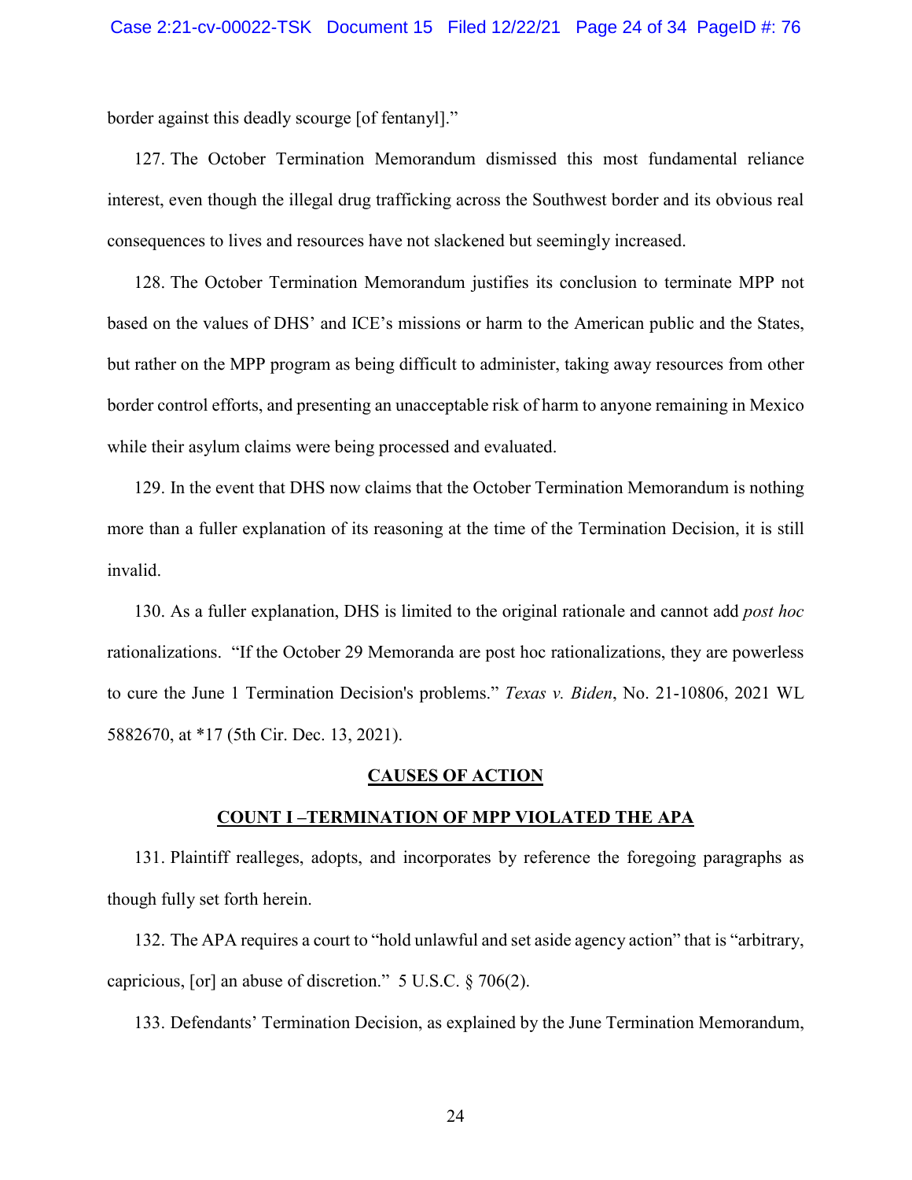border against this deadly scourge [of fentanyl]."

127. The October Termination Memorandum dismissed this most fundamental reliance interest, even though the illegal drug trafficking across the Southwest border and its obvious real consequences to lives and resources have not slackened but seemingly increased.

128. The October Termination Memorandum justifies its conclusion to terminate MPP not based on the values of DHS' and ICE's missions or harm to the American public and the States, but rather on the MPP program as being difficult to administer, taking away resources from other border control efforts, and presenting an unacceptable risk of harm to anyone remaining in Mexico while their asylum claims were being processed and evaluated.

129. In the event that DHS now claims that the October Termination Memorandum is nothing more than a fuller explanation of its reasoning at the time of the Termination Decision, it is still invalid.

130. As a fuller explanation, DHS is limited to the original rationale and cannot add *post hoc* rationalizations. "If the October 29 Memoranda are post hoc rationalizations, they are powerless to cure the June 1 Termination Decision's problems." *Texas v. Biden*, No. 21-10806, 2021 WL 5882670, at *17 (5th Cir. Dec. 13, 2021).

## CAUSES OF ACTION

### COUNT I –TERMINATION OF MPP VIOLATED THE APA

131. Plaintiff realleges, adopts, and incorporates by reference the foregoing paragraphs as though fully set forth herein.

132. The APA requires a court to "hold unlawful and set aside agency action" that is "arbitrary, capricious, [or] an abuse of discretion." 5 U.S.C. § 706(2).

133. Defendants' Termination Decision, as explained by the June Termination Memorandum,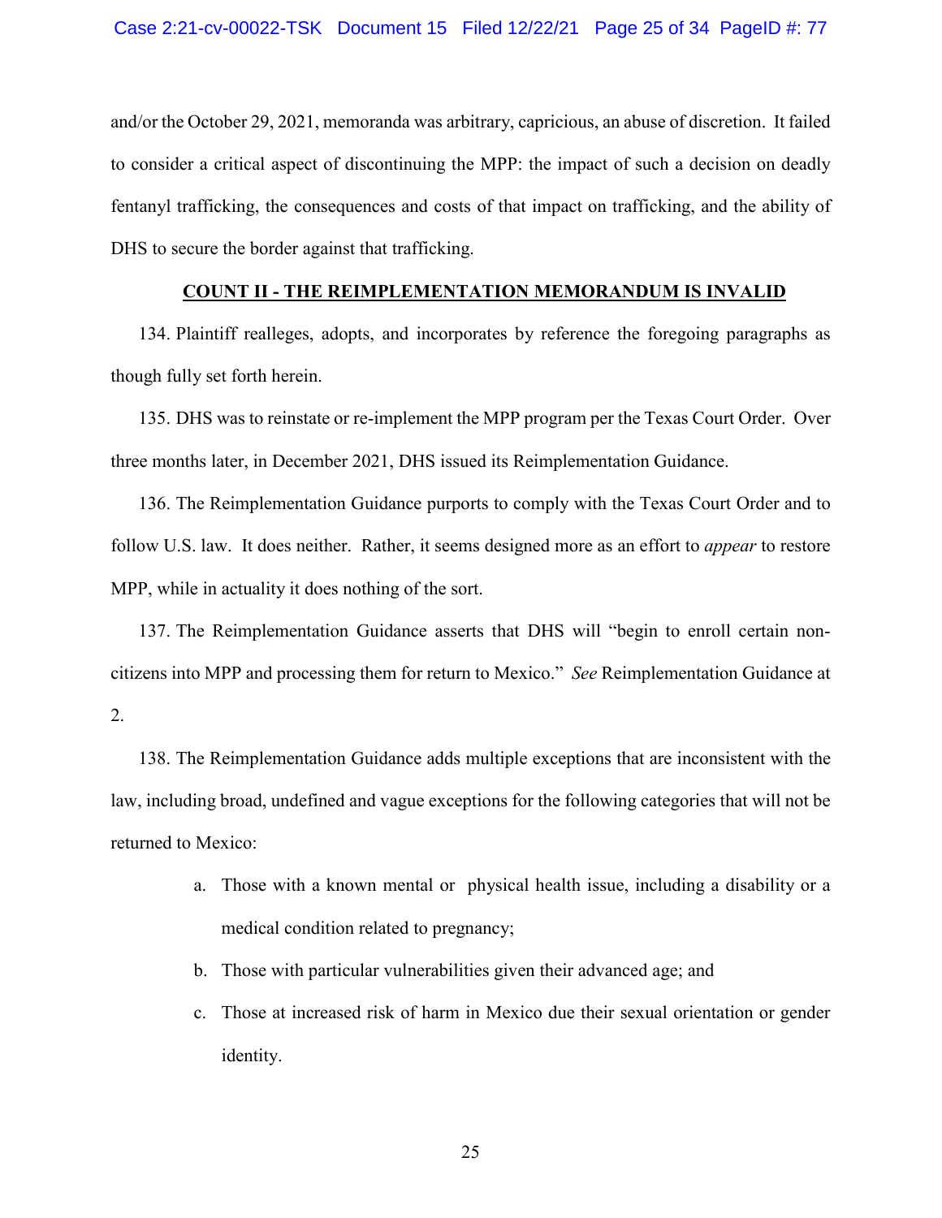and/or the October 29, 2021, memoranda was arbitrary, capricious, an abuse of discretion. It failed to consider a critical aspect of discontinuing the MPP: the impact of such a decision on deadly fentanyl trafficking, the consequences and costs of that impact on trafficking, and the ability of DHS to secure the border against that trafficking.

## **COUNT II - THE REIMPLEMENTATION MEMORANDUM IS INVALID**

134. Plaintiff realleges, adopts, and incorporates by reference the foregoing paragraphs as though fully set forth herein.

135. DHS was to reinstate or re-implement the MPP program per the Texas Court Order. Over three months later, in December 2021, DHS issued its Reimplementation Guidance.

136. The Reimplementation Guidance purports to comply with the Texas Court Order and to follow U.S. law. It does neither. Rather, it seems designed more as an effort to *appear* to restore MPP, while in actuality it does nothing of the sort.

137. The Reimplementation Guidance asserts that DHS will "begin to enroll certain non-citizens into MPP and processing them for return to Mexico." *See* Reimplementation Guidance at 2.

138. The Reimplementation Guidance adds multiple exceptions that are inconsistent with the law, including broad, undefined and vague exceptions for the following categories that will not be returned to Mexico:

a. Those with a known mental or physical health issue, including a disability or a medical condition related to pregnancy;

b. Those with particular vulnerabilities given their advanced age; and

c. Those at increased risk of harm in Mexico due their sexual orientation or gender identity.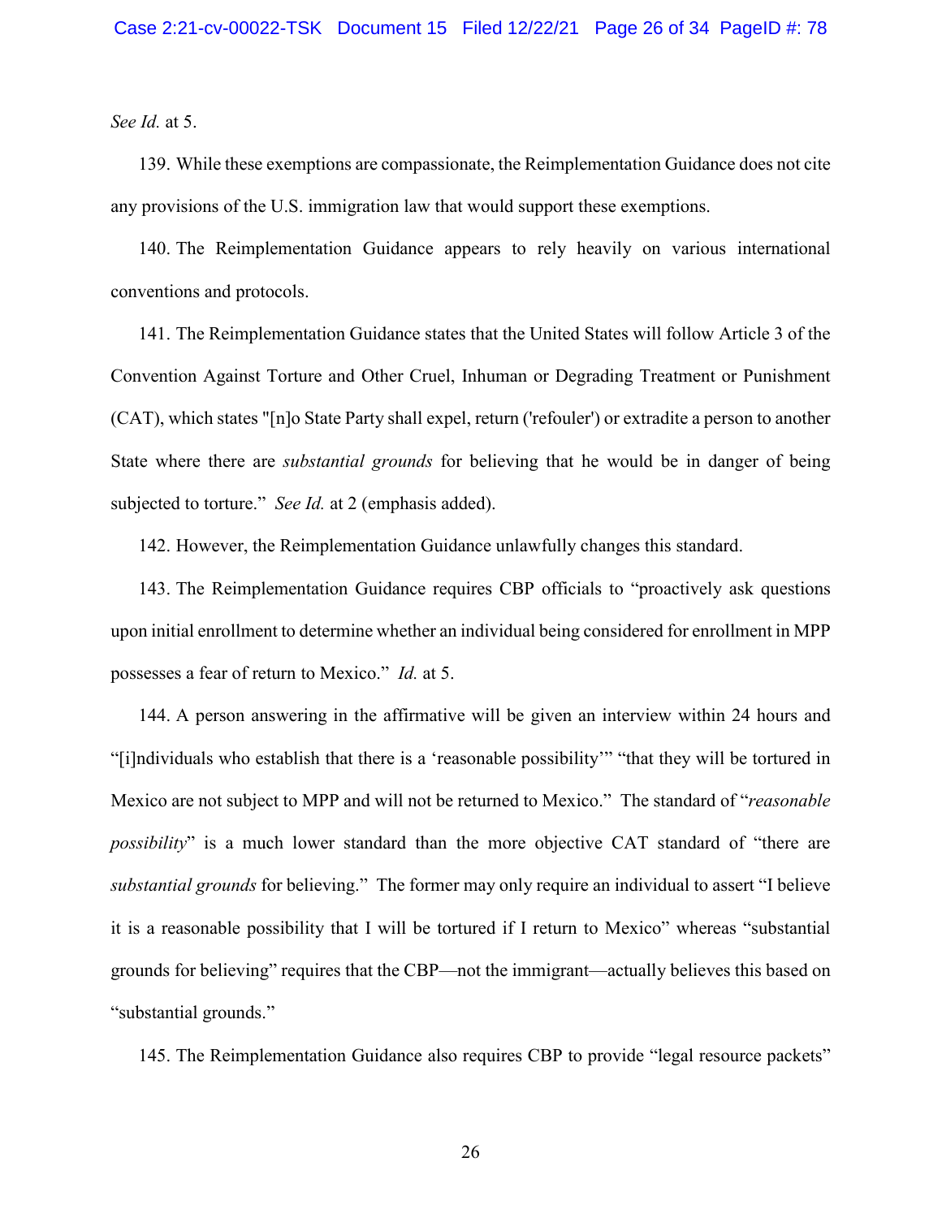*See Id.* at 5.

139. While these exemptions are compassionate, the Reimplementation Guidance does not cite any provisions of the U.S. immigration law that would support these exemptions.

140. The Reimplementation Guidance appears to rely heavily on various international conventions and protocols.

141. The Reimplementation Guidance states that the United States will follow Article 3 of the Convention Against Torture and Other Cruel, Inhuman or Degrading Treatment or Punishment (CAT), which states "[n]o State Party shall expel, return ('refouler') or extradite a person to another State where there are *substantial grounds* for believing that he would be in danger of being subjected to torture." *See Id.* at 2 (emphasis added).

142. However, the Reimplementation Guidance unlawfully changes this standard.

143. The Reimplementation Guidance requires CBP officials to "proactively ask questions upon initial enrollment to determine whether an individual being considered for enrollment in MPP possesses a fear of return to Mexico." *Id.* at 5.

144. A person answering in the affirmative will be given an interview within 24 hours and "[i]ndividuals who establish that there is a 'reasonable possibility'" "that they will be tortured in Mexico are not subject to MPP and will not be returned to Mexico." The standard of "*reasonable possibility*" is a much lower standard than the more objective CAT standard of "there are *substantial grounds* for believing." The former may only require an individual to assert "I believe it is a reasonable possibility that I will be tortured if I return to Mexico" whereas "substantial grounds for believing" requires that the CBP—not the immigrant—actually believes this based on "substantial grounds."

145. The Reimplementation Guidance also requires CBP to provide "legal resource packets"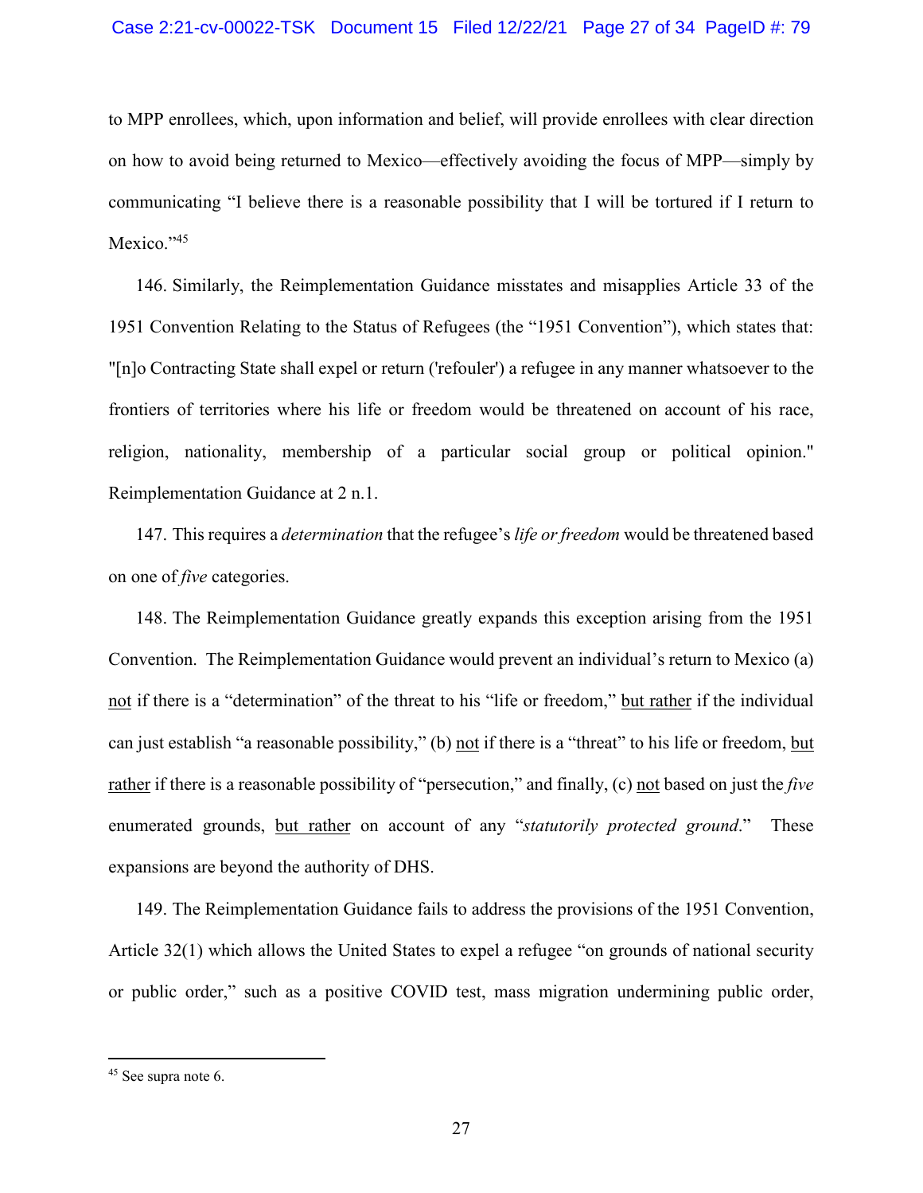to MPP enrollees, which, upon information and belief, will provide enrollees with clear direction on how to avoid being returned to Mexico—effectively avoiding the focus of MPP—simply by communicating "I believe there is a reasonable possibility that I will be tortured if I return to Mexico."[45]

146. Similarly, the Reimplementation Guidance misstates and misapplies Article 33 of the 1951 Convention Relating to the Status of Refugees (the "1951 Convention"), which states that: "[n]o Contracting State shall expel or return ('refouler') a refugee in any manner whatsoever to the frontiers of territories where his life or freedom would be threatened on account of his race, religion, nationality, membership of a particular social group or political opinion." Reimplementation Guidance at 2 n.1.

147. This requires a *determination* that the refugee's *life or freedom* would be threatened based on one of *five* categories.

148. The Reimplementation Guidance greatly expands this exception arising from the 1951 Convention. The Reimplementation Guidance would prevent an individual's return to Mexico (a) <u>not</u> if there is a "determination" of the threat to his "life or freedom," <u>but rather</u> if the individual can just establish "a reasonable possibility," (b) <u>not</u> if there is a "threat" to his life or freedom, <u>but rather</u> if there is a reasonable possibility of "persecution," and finally, (c) <u>not</u> based on just the *five* enumerated grounds, <u>but rather</u> on account of any "*statutorily protected ground*." These expansions are beyond the authority of DHS.

149. The Reimplementation Guidance fails to address the provisions of the 1951 Convention, Article 32(1) which allows the United States to expel a refugee "on grounds of national security or public order," such as a positive COVID test, mass migration undermining public order,

---

[45] See supra note 6.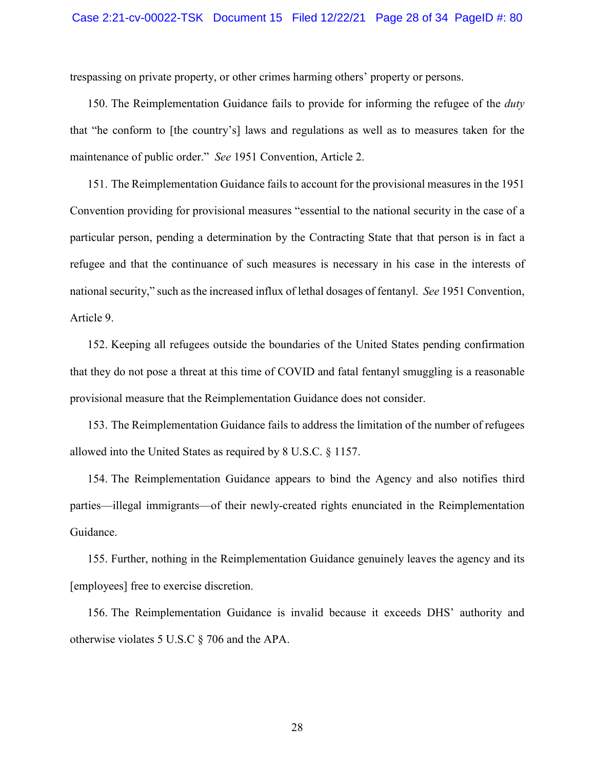trespassing on private property, or other crimes harming others' property or persons.

150. The Reimplementation Guidance fails to provide for informing the refugee of the *duty* that "he conform to [the country's] laws and regulations as well as to measures taken for the maintenance of public order." *See* 1951 Convention, Article 2.

151. The Reimplementation Guidance fails to account for the provisional measures in the 1951 Convention providing for provisional measures "essential to the national security in the case of a particular person, pending a determination by the Contracting State that that person is in fact a refugee and that the continuance of such measures is necessary in his case in the interests of national security," such as the increased influx of lethal dosages of fentanyl. *See* 1951 Convention, Article 9.

152. Keeping all refugees outside the boundaries of the United States pending confirmation that they do not pose a threat at this time of COVID and fatal fentanyl smuggling is a reasonable provisional measure that the Reimplementation Guidance does not consider.

153. The Reimplementation Guidance fails to address the limitation of the number of refugees allowed into the United States as required by 8 U.S.C. § 1157.

154. The Reimplementation Guidance appears to bind the Agency and also notifies third parties—illegal immigrants—of their newly-created rights enunciated in the Reimplementation Guidance.

155. Further, nothing in the Reimplementation Guidance genuinely leaves the agency and its [employees] free to exercise discretion.

156. The Reimplementation Guidance is invalid because it exceeds DHS' authority and otherwise violates 5 U.S.C § 706 and the APA.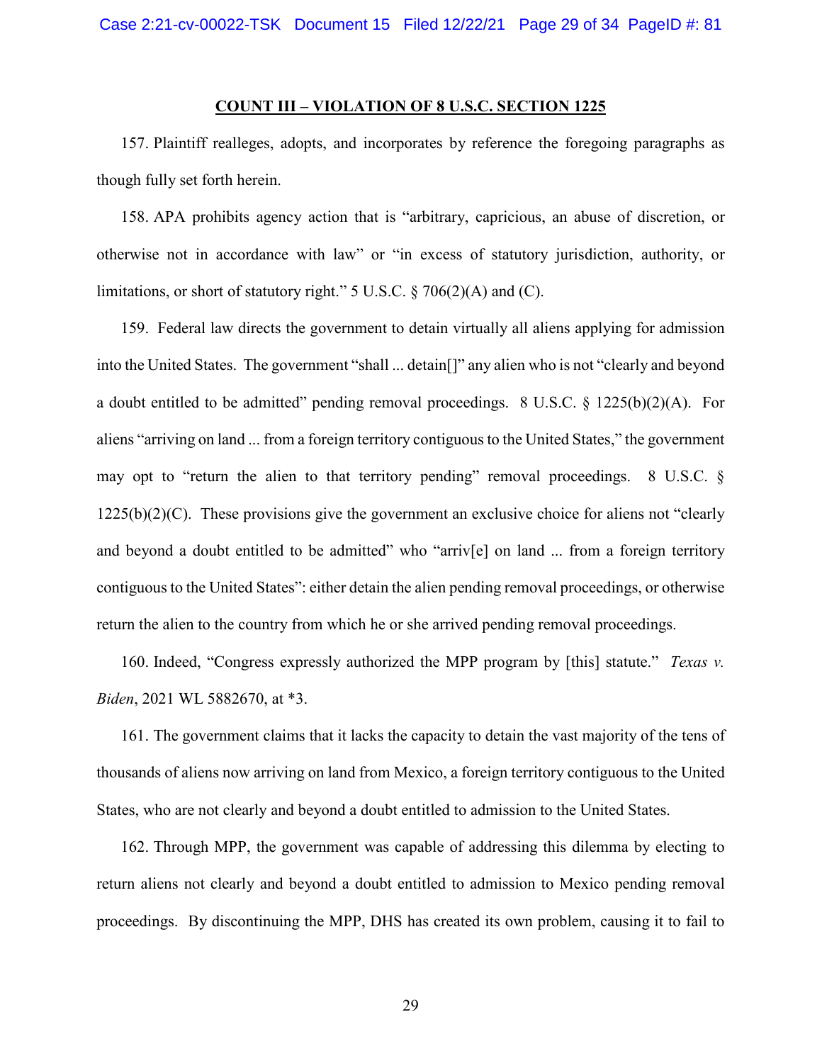## COUNT III – VIOLATION OF 8 U.S.C. SECTION 1225

157. Plaintiff realleges, adopts, and incorporates by reference the foregoing paragraphs as though fully set forth herein.

158. APA prohibits agency action that is "arbitrary, capricious, an abuse of discretion, or otherwise not in accordance with law" or "in excess of statutory jurisdiction, authority, or limitations, or short of statutory right." 5 U.S.C. § 706(2)(A) and (C).

159. Federal law directs the government to detain virtually all aliens applying for admission into the United States. The government "shall ... detain[]" any alien who is not "clearly and beyond a doubt entitled to be admitted" pending removal proceedings. 8 U.S.C. § 1225(b)(2)(A). For aliens "arriving on land ... from a foreign territory contiguous to the United States," the government may opt to "return the alien to that territory pending" removal proceedings. 8 U.S.C. § 1225(b)(2)(C). These provisions give the government an exclusive choice for aliens not "clearly and beyond a doubt entitled to be admitted" who "arriv[e] on land ... from a foreign territory contiguous to the United States": either detain the alien pending removal proceedings, or otherwise return the alien to the country from which he or she arrived pending removal proceedings.

160. Indeed, "Congress expressly authorized the MPP program by [this] statute." *Texas v. Biden*, 2021 WL 5882670, at *3.

161. The government claims that it lacks the capacity to detain the vast majority of the tens of thousands of aliens now arriving on land from Mexico, a foreign territory contiguous to the United States, who are not clearly and beyond a doubt entitled to admission to the United States.

162. Through MPP, the government was capable of addressing this dilemma by electing to return aliens not clearly and beyond a doubt entitled to admission to Mexico pending removal proceedings. By discontinuing the MPP, DHS has created its own problem, causing it to fail to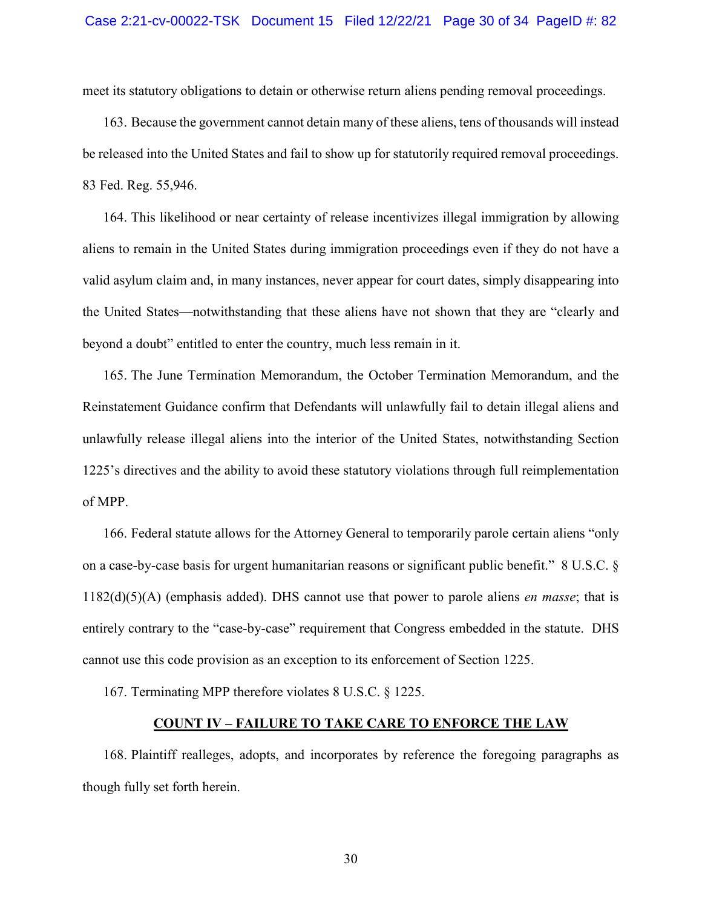meet its statutory obligations to detain or otherwise return aliens pending removal proceedings.

163. Because the government cannot detain many of these aliens, tens of thousands will instead be released into the United States and fail to show up for statutorily required removal proceedings. 83 Fed. Reg. 55,946.

164. This likelihood or near certainty of release incentivizes illegal immigration by allowing aliens to remain in the United States during immigration proceedings even if they do not have a valid asylum claim and, in many instances, never appear for court dates, simply disappearing into the United States—notwithstanding that these aliens have not shown that they are "clearly and beyond a doubt" entitled to enter the country, much less remain in it.

165. The June Termination Memorandum, the October Termination Memorandum, and the Reinstatement Guidance confirm that Defendants will unlawfully fail to detain illegal aliens and unlawfully release illegal aliens into the interior of the United States, notwithstanding Section 1225's directives and the ability to avoid these statutory violations through full reimplementation of MPP.

166. Federal statute allows for the Attorney General to temporarily parole certain aliens "only on a case-by-case basis for urgent humanitarian reasons or significant public benefit." 8 U.S.C. § 1182(d)(5)(A) (emphasis added). DHS cannot use that power to parole aliens *en masse*; that is entirely contrary to the "case-by-case" requirement that Congress embedded in the statute. DHS cannot use this code provision as an exception to its enforcement of Section 1225.

167. Terminating MPP therefore violates 8 U.S.C. § 1225.

## COUNT IV – FAILURE TO TAKE CARE TO ENFORCE THE LAW

168. Plaintiff realleges, adopts, and incorporates by reference the foregoing paragraphs as though fully set forth herein.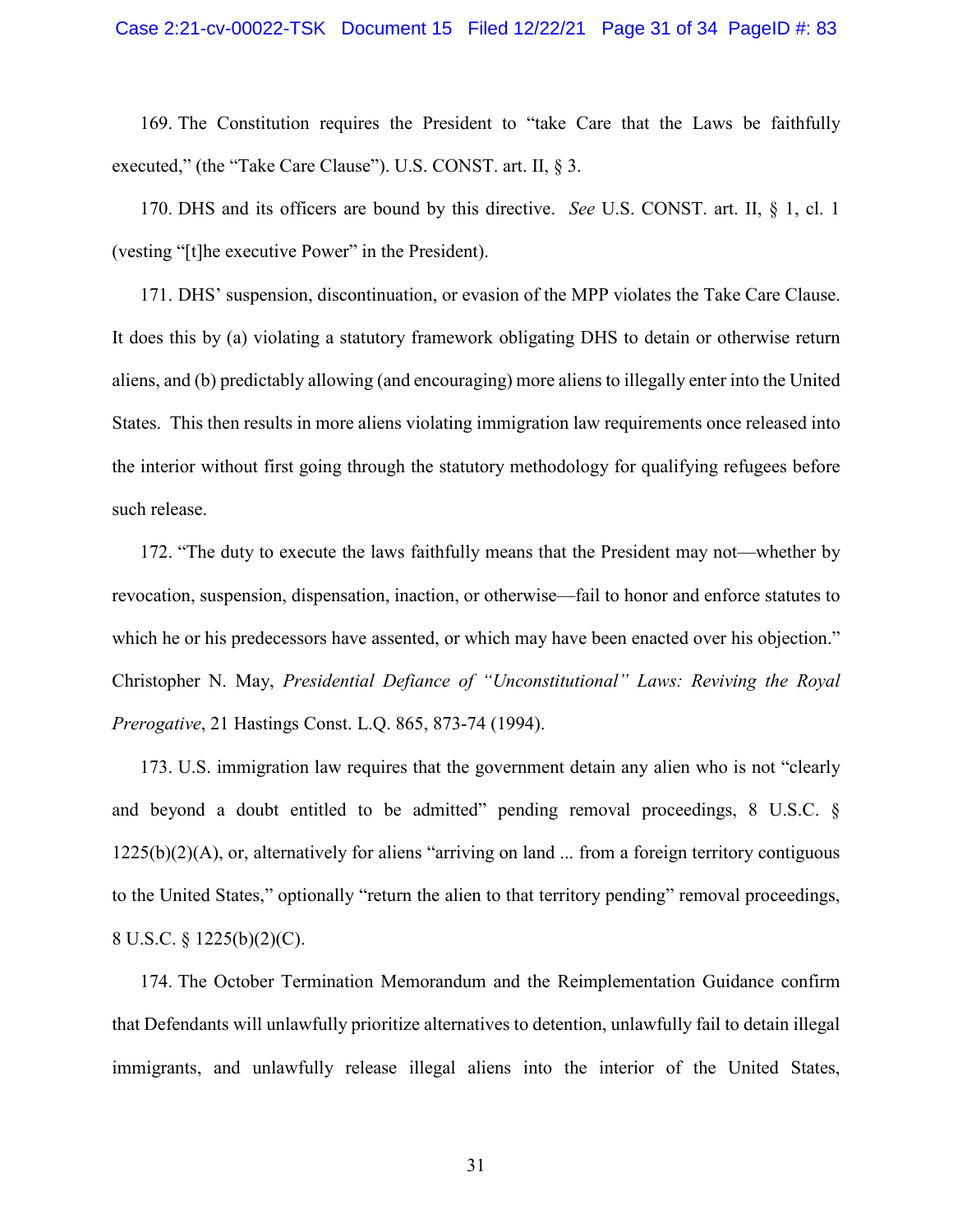169. The Constitution requires the President to "take Care that the Laws be faithfully executed," (the "Take Care Clause"). U.S. CONST. art. II, § 3.

170. DHS and its officers are bound by this directive. *See* U.S. CONST. art. II, § 1, cl. 1 (vesting "[t]he executive Power" in the President).

171. DHS' suspension, discontinuation, or evasion of the MPP violates the Take Care Clause. It does this by (a) violating a statutory framework obligating DHS to detain or otherwise return aliens, and (b) predictably allowing (and encouraging) more aliens to illegally enter into the United States. This then results in more aliens violating immigration law requirements once released into the interior without first going through the statutory methodology for qualifying refugees before such release.

172. "The duty to execute the laws faithfully means that the President may not—whether by revocation, suspension, dispensation, inaction, or otherwise—fail to honor and enforce statutes to which he or his predecessors have assented, or which may have been enacted over his objection." Christopher N. May, *Presidential Defiance of "Unconstitutional" Laws: Reviving the Royal Prerogative*, 21 Hastings Const. L.Q. 865, 873-74 (1994).

173. U.S. immigration law requires that the government detain any alien who is not "clearly and beyond a doubt entitled to be admitted" pending removal proceedings, 8 U.S.C. § 1225(b)(2)(A), or, alternatively for aliens "arriving on land ... from a foreign territory contiguous to the United States," optionally "return the alien to that territory pending" removal proceedings, 8 U.S.C. § 1225(b)(2)(C).

174. The October Termination Memorandum and the Reimplementation Guidance confirm that Defendants will unlawfully prioritize alternatives to detention, unlawfully fail to detain illegal immigrants, and unlawfully release illegal aliens into the interior of the United States,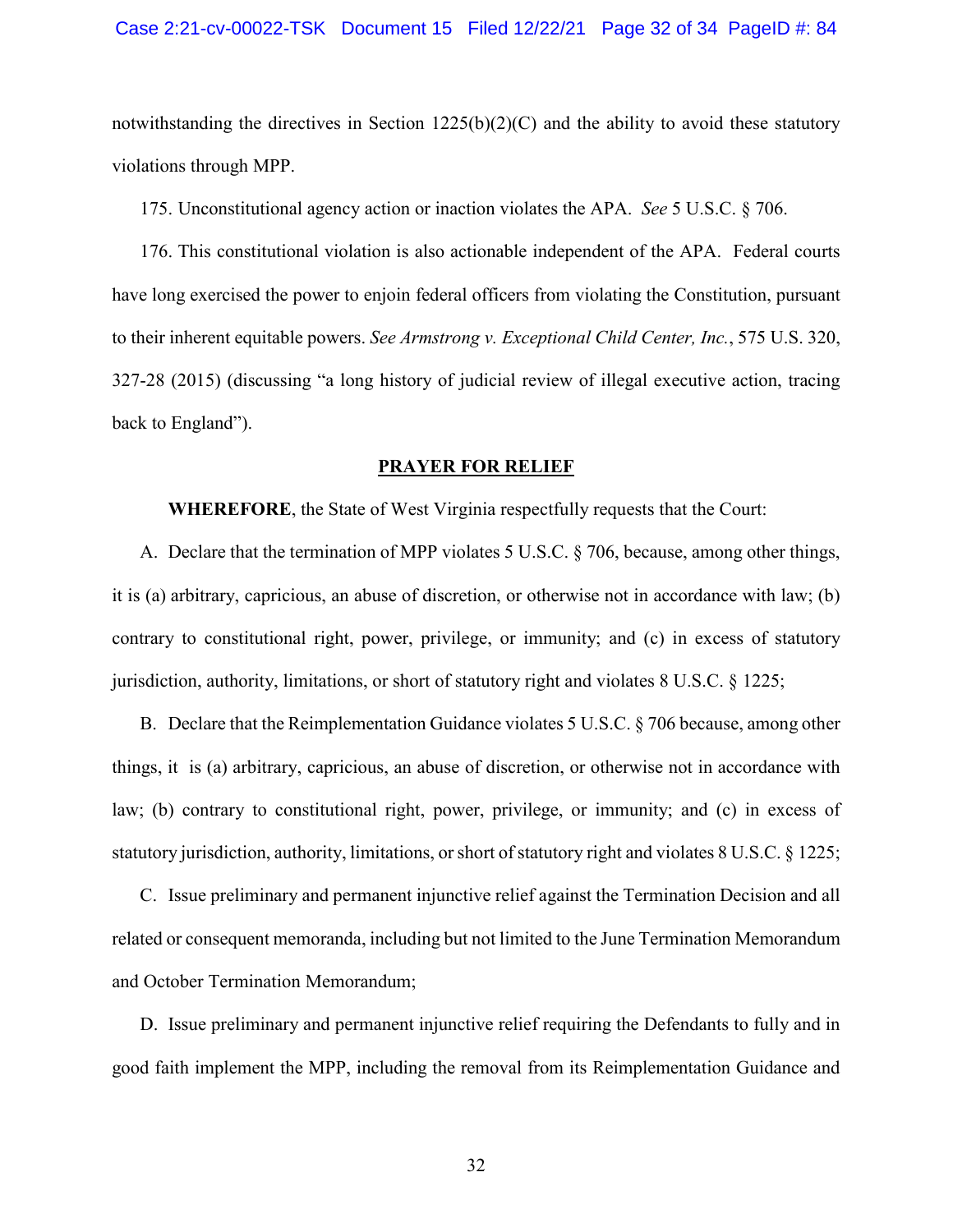notwithstanding the directives in Section 1225(b)(2)(C) and the ability to avoid these statutory violations through MPP.

175. Unconstitutional agency action or inaction violates the APA. *See* 5 U.S.C. § 706.

176. This constitutional violation is also actionable independent of the APA. Federal courts have long exercised the power to enjoin federal officers from violating the Constitution, pursuant to their inherent equitable powers. *See Armstrong v. Exceptional Child Center, Inc.*, 575 U.S. 320, 327-28 (2015) (discussing "a long history of judicial review of illegal executive action, tracing back to England").

## PRAYER FOR RELIEF

**WHEREFORE**, the State of West Virginia respectfully requests that the Court:

A. Declare that the termination of MPP violates 5 U.S.C. § 706, because, among other things, it is (a) arbitrary, capricious, an abuse of discretion, or otherwise not in accordance with law; (b) contrary to constitutional right, power, privilege, or immunity; and (c) in excess of statutory jurisdiction, authority, limitations, or short of statutory right and violates 8 U.S.C. § 1225;

B. Declare that the Reimplementation Guidance violates 5 U.S.C. § 706 because, among other things, it is (a) arbitrary, capricious, an abuse of discretion, or otherwise not in accordance with law; (b) contrary to constitutional right, power, privilege, or immunity; and (c) in excess of statutory jurisdiction, authority, limitations, or short of statutory right and violates 8 U.S.C. § 1225;

C. Issue preliminary and permanent injunctive relief against the Termination Decision and all related or consequent memoranda, including but not limited to the June Termination Memorandum and October Termination Memorandum;

D. Issue preliminary and permanent injunctive relief requiring the Defendants to fully and in good faith implement the MPP, including the removal from its Reimplementation Guidance and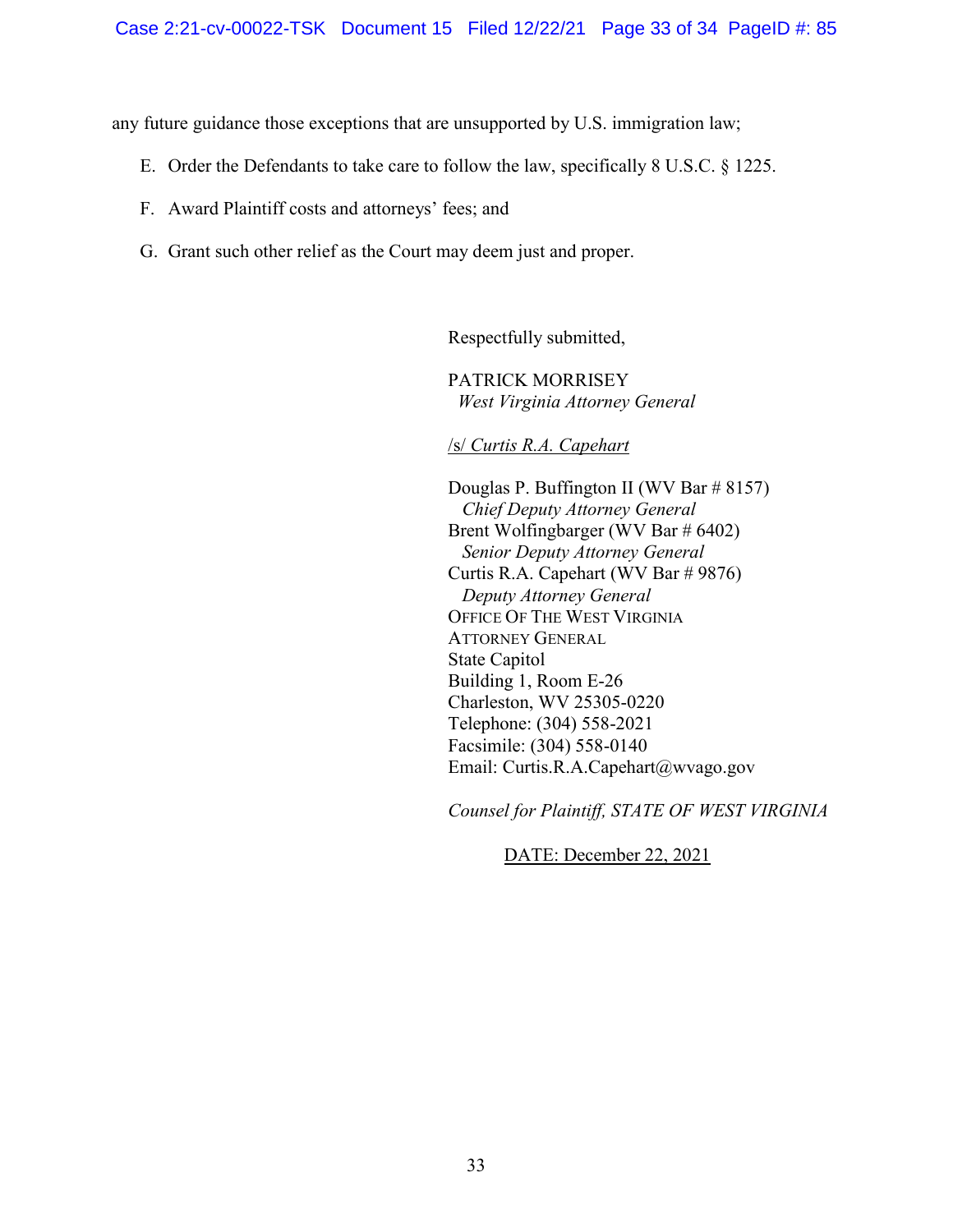any future guidance those exceptions that are unsupported by U.S. immigration law;

E. Order the Defendants to take care to follow the law, specifically 8 U.S.C. § 1225.

F. Award Plaintiff costs and attorneys' fees; and

G. Grant such other relief as the Court may deem just and proper.

Respectfully submitted,

PATRICK MORRISEY
*West Virginia Attorney General*

/s/ *Curtis R.A. Capehart*

Douglas P. Buffington II (WV Bar # 8157)
*Chief Deputy Attorney General*
Brent Wolfingbarger (WV Bar # 6402)
*Senior Deputy Attorney General*
Curtis R.A. Capehart (WV Bar # 9876)
*Deputy Attorney General*
OFFICE OF THE WEST VIRGINIA
ATTORNEY GENERAL
State Capitol
Building 1, Room E-26
Charleston, WV 25305-0220
Telephone: (304) 558-2021
Facsimile: (304) 558-0140
Email: Curtis.R.A.Capehart@wvago.gov

*Counsel for Plaintiff, STATE OF WEST VIRGINIA*

DATE: December 22, 2021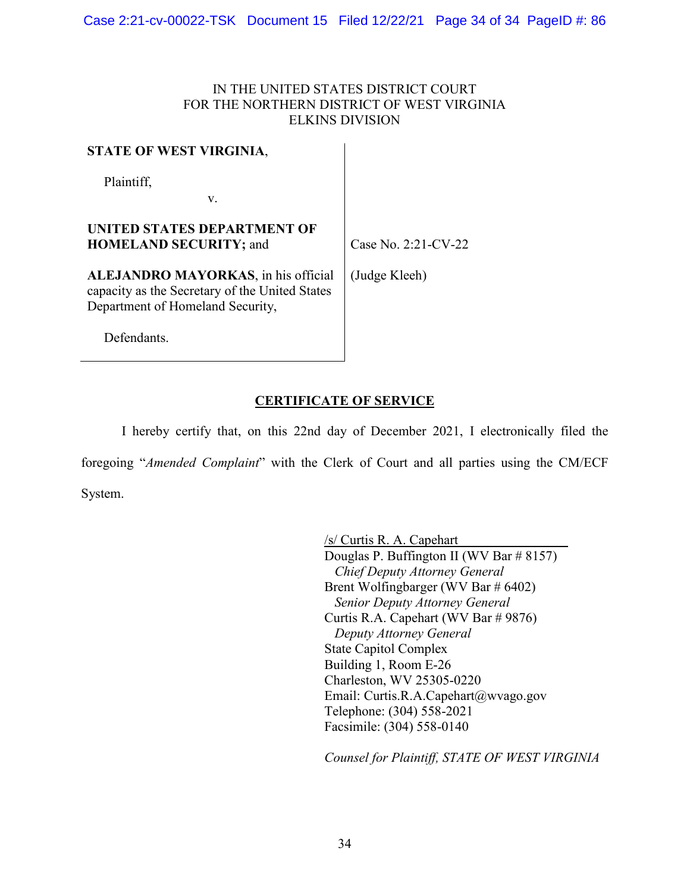IN THE UNITED STATES DISTRICT COURT
FOR THE NORTHERN DISTRICT OF WEST VIRGINIA
ELKINS DIVISION

| | |
|---|---|
| **STATE OF WEST VIRGINIA**,<br><br>Plaintiff,<br><br>v.<br><br>**UNITED STATES DEPARTMENT OF HOMELAND SECURITY;** and<br><br>**ALEJANDRO MAYORKAS**, in his official capacity as the Secretary of the United States Department of Homeland Security,<br><br>Defendants. | Case No. 2:21-CV-22<br><br>(Judge Kleeh) |

## CERTIFICATE OF SERVICE

I hereby certify that, on this 22nd day of December 2021, I electronically filed the foregoing "*Amended Complaint*" with the Clerk of Court and all parties using the CM/ECF System.

/s/ Curtis R. A. Capehart
Douglas P. Buffington II (WV Bar # 8157)
*Chief Deputy Attorney General*
Brent Wolfingbarger (WV Bar # 6402)
*Senior Deputy Attorney General*
Curtis R.A. Capehart (WV Bar # 9876)
*Deputy Attorney General*
State Capitol Complex
Building 1, Room E-26
Charleston, WV 25305-0220
Email: Curtis.R.A.Capehart@wvago.gov
Telephone: (304) 558-2021
Facsimile: (304) 558-0140

*Counsel for Plaintiff, STATE OF WEST VIRGINIA*